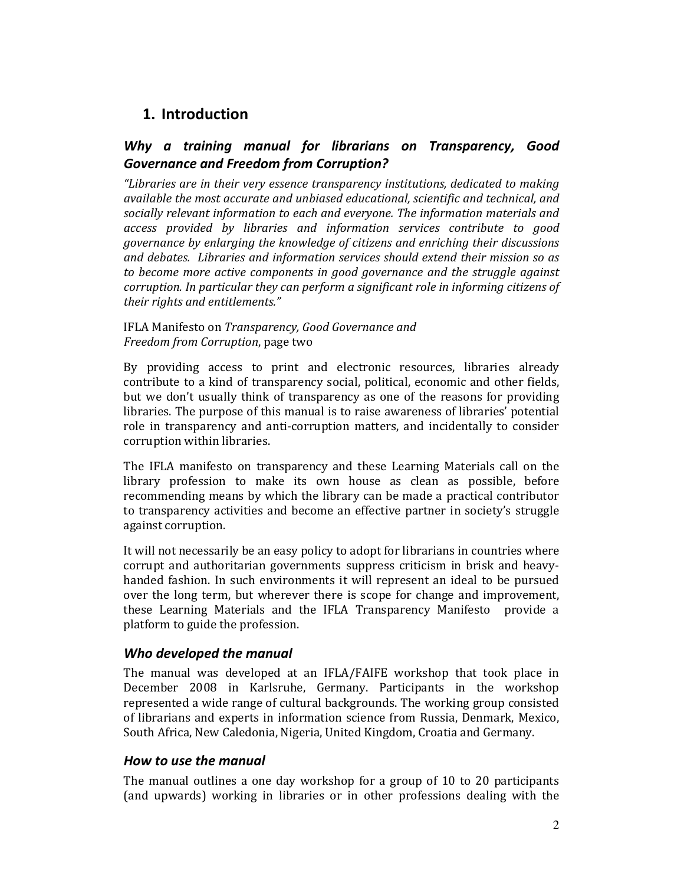# 1. Introduction

## *Why a training manual for librarians on Transparency, Good Governance and Freedom from Corruption?*

*"Libraries are in their very essence transparency institutions, dedicated to making available the most accurate and unbiased educational, scientific and technical, and socially relevant information to each and everyone. The information materials and access provided by libraries and information services contribute to good governance by enlarging the knowledge of citizens and enriching their discussions and debates. Libraries and information services should extend their mission so as to become more active components in good governance and the struggle against corruption. In particular they can perform a significant role in informing citizens of their rights and entitlements."*

IFLA Manifesto on *Transparency, Good Governance and Freedom from Corruption*, page two

By providing access to print and electronic resources, libraries already contribute to a kind of transparency social, political, economic and other fields, but we don't usually think of transparency as one of the reasons for providing libraries. The purpose of this manual is to raise awareness of libraries' potential role in transparency and anti-corruption matters, and incidentally to consider corruption within libraries.

The IFLA manifesto on transparency and these Learning Materials call on the library profession to make its own house as clean as possible, before recommending means by which the library can be made a practical contributor to transparency activities and become an effective partner in society's struggle against corruption.

It will not necessarily be an easy policy to adopt for librarians in countries where corrupt and authoritarian governments suppress criticism in brisk and heavy-handed fashion. In such environments it will represent an ideal to be pursued over the long term, but wherever there is scope for change and improvement, these Learning Materials and the IFLA Transparency Manifesto provide a platform to guide the profession.

## *Who developed the manual*

The manual was developed at an IFLA/FAIFE workshop that took place in December 2008 in Karlsruhe, Germany. Participants in the workshop represented a wide range of cultural backgrounds. The working group consisted of librarians and experts in information science from Russia, Denmark, Mexico, South Africa, New Caledonia, Nigeria, United Kingdom, Croatia and Germany.

## *How to use the manual*

The manual outlines a one day workshop for a group of 10 to 20 participants (and upwards) working in libraries or in other professions dealing with the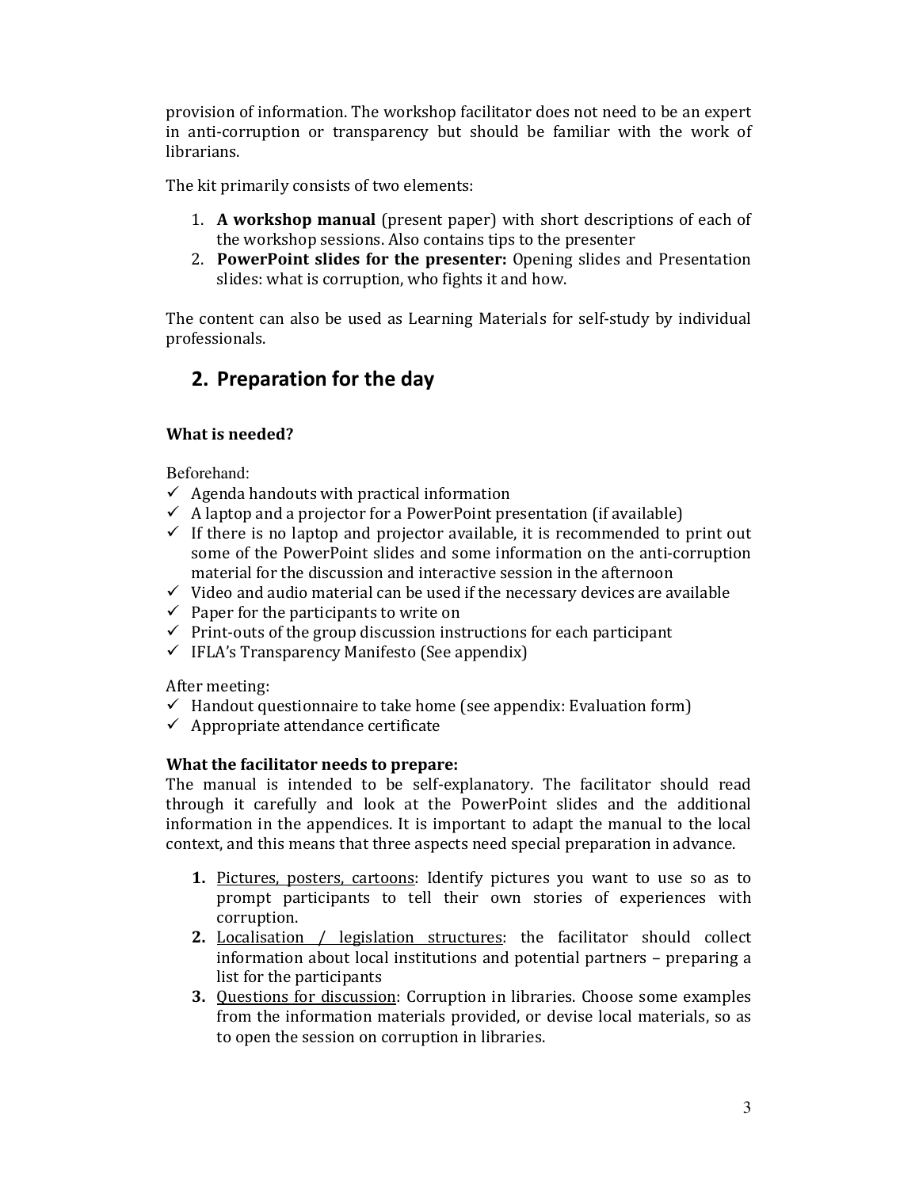provision of information. The workshop facilitator does not need to be an expert in anti-corruption or transparency but should be familiar with the work of librarians.

The kit primarily consists of two elements:

1. **A workshop manual** (present paper) with short descriptions of each of the workshop sessions. Also contains tips to the presenter
2. **PowerPoint slides for the presenter:** Opening slides and Presentation slides: what is corruption, who fights it and how.

The content can also be used as Learning Materials for self-study by individual professionals.

## 2. Preparation for the day

**What is needed?**

Beforehand:

- ✓ Agenda handouts with practical information
- ✓ A laptop and a projector for a PowerPoint presentation (if available)
- ✓ If there is no laptop and projector available, it is recommended to print out some of the PowerPoint slides and some information on the anti-corruption material for the discussion and interactive session in the afternoon
- ✓ Video and audio material can be used if the necessary devices are available
- ✓ Paper for the participants to write on
- ✓ Print-outs of the group discussion instructions for each participant
- ✓ IFLA's Transparency Manifesto (See appendix)

After meeting:

- ✓ Handout questionnaire to take home (see appendix: Evaluation form)
- ✓ Appropriate attendance certificate

**What the facilitator needs to prepare:**

The manual is intended to be self-explanatory. The facilitator should read through it carefully and look at the PowerPoint slides and the additional information in the appendices. It is important to adapt the manual to the local context, and this means that three aspects need special preparation in advance.

1. Pictures, posters, cartoons: Identify pictures you want to use so as to prompt participants to tell their own stories of experiences with corruption.
2. Localisation / legislation structures: the facilitator should collect information about local institutions and potential partners – preparing a list for the participants
3. Questions for discussion: Corruption in libraries. Choose some examples from the information materials provided, or devise local materials, so as to open the session on corruption in libraries.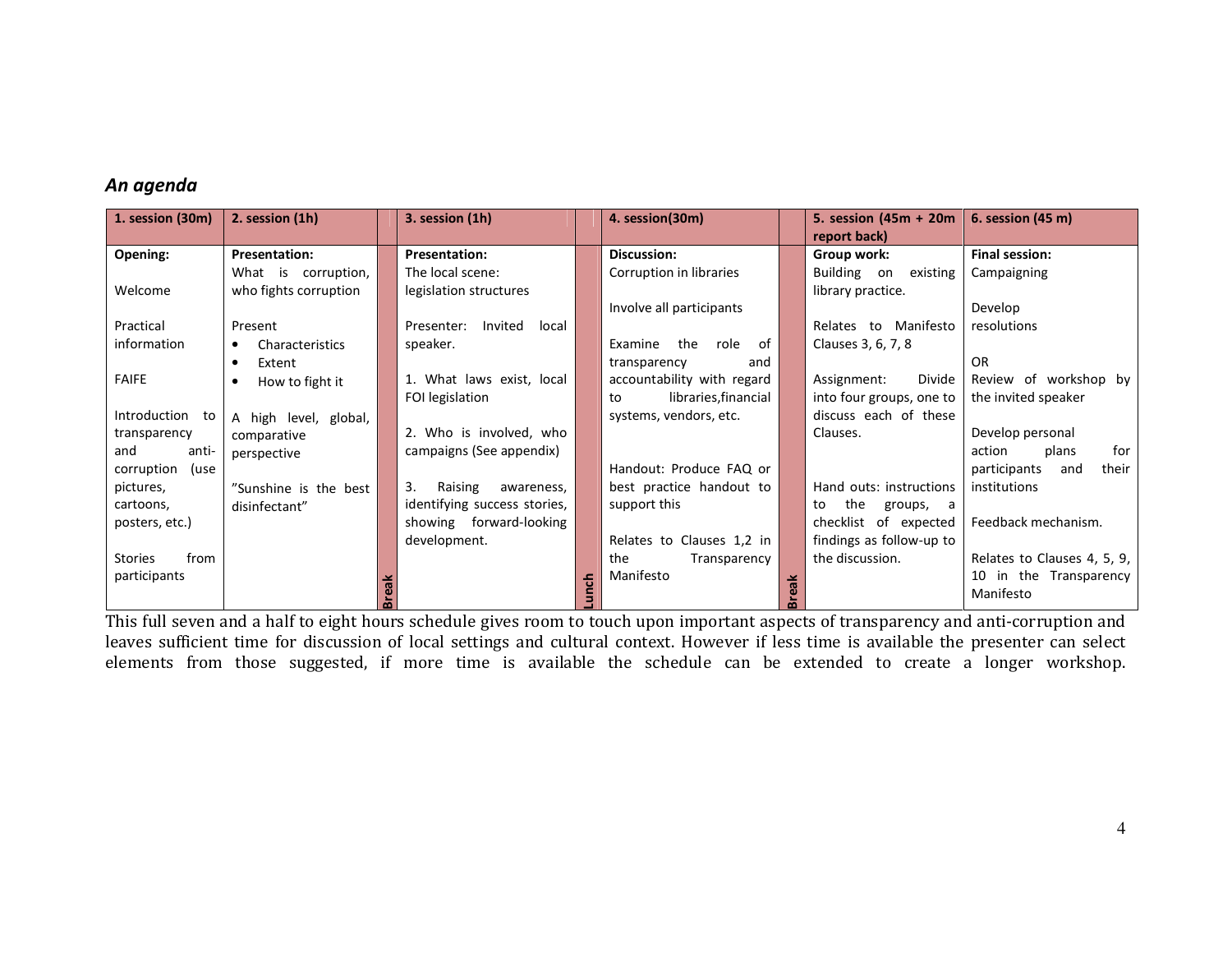## *An agenda*

| 1. session (30m) | 2. session (1h) | | 3. session (1h) | | 4. session(30m) | | 5. session (45m + 20m report back) | 6. session (45 m) |
|---|---|---|---|---|---|---|---|---|
| **Opening:**<br><br>Welcome<br><br>Practical information<br><br>FAIFE<br><br>Introduction to transparency and anti-corruption (use pictures, cartoons, posters, etc.)<br><br>Stories from participants | **Presentation:**<br>What is corruption, who fights corruption<br><br>Present<br>• Characteristics<br>• Extent<br>• How to fight it<br><br>A high level, global, comparative perspective<br><br>"Sunshine is the best disinfectant" | Break | **Presentation:**<br>The local scene: legislation structures<br><br>Presenter: Invited local speaker.<br><br>1. What laws exist, local FOI legislation<br><br>2. Who is involved, who campaigns (See appendix)<br><br>3. Raising awareness, identifying success stories, showing forward-looking development. | Lunch | **Discussion:**<br>Corruption in libraries<br><br>Involve all participants<br><br>Examine the role of transparency and accountability with regard to libraries,financial systems, vendors, etc.<br><br>Handout: Produce FAQ or best practice handout to support this<br><br>Relates to Clauses 1,2 in the Transparency Manifesto | Break | **Group work:**<br>Building on existing library practice.<br><br>Relates to Manifesto Clauses 3, 6, 7, 8<br><br>Assignment: Divide into four groups, one to discuss each of these Clauses.<br><br>Hand outs: instructions to the groups, a checklist of expected findings as follow-up to the discussion. | **Final session:**<br>Campaigning<br><br>Develop resolutions<br><br>OR<br>Review of workshop by the invited speaker<br><br>Develop personal action plans for participants and their institutions<br><br>Feedback mechanism.<br><br>Relates to Clauses 4, 5, 9, 10 in the Transparency Manifesto |

This full seven and a half to eight hours schedule gives room to touch upon important aspects of transparency and anti-corruption and leaves sufficient time for discussion of local settings and cultural context. However if less time is available the presenter can select elements from those suggested, if more time is available the schedule can be extended to create a longer workshop.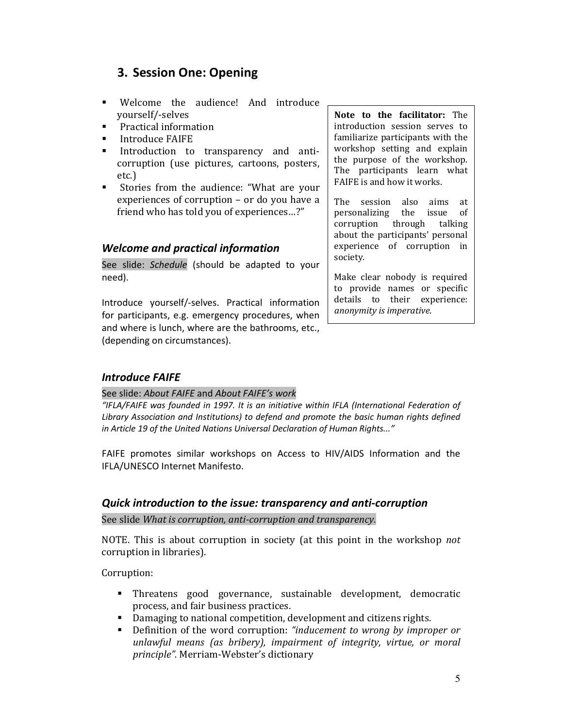## 3. Session One: Opening

- Welcome the audience! And introduce yourself/-selves
- Practical information
- Introduce FAIFE
- Introduction to transparency and anti-corruption (use pictures, cartoons, posters, etc.)
- Stories from the audience: "What are your experiences of corruption – or do you have a friend who has told you of experiences…?"

**Note to the facilitator:** The introduction session serves to familiarize participants with the workshop setting and explain the purpose of the workshop. The participants learn what FAIFE is and how it works.

The session also aims at personalizing the issue of corruption through talking about the participants' personal experience of corruption in society.

Make clear nobody is required to provide names or specific details to their experience: *anonymity is imperative*.

### *Welcome and practical information*

See slide: *Schedule* (should be adapted to your need).

Introduce yourself/-selves. Practical information for participants, e.g. emergency procedures, when and where is lunch, where are the bathrooms, etc., (depending on circumstances).

### *Introduce FAIFE*

See slide: *About FAIFE* and *About FAIFE's work*

*"IFLA/FAIFE was founded in 1997. It is an initiative within IFLA (International Federation of Library Association and Institutions) to defend and promote the basic human rights defined in Article 19 of the United Nations Universal Declaration of Human Rights..."*

FAIFE promotes similar workshops on Access to HIV/AIDS Information and the IFLA/UNESCO Internet Manifesto.

### *Quick introduction to the issue: transparency and anti-corruption*

See slide *What is corruption, anti-corruption and transparency.*

NOTE. This is about corruption in society (at this point in the workshop *not* corruption in libraries).

Corruption:

- Threatens good governance, sustainable development, democratic process, and fair business practices.
- Damaging to national competition, development and citizens rights.
- Definition of the word corruption: *"inducement to wrong by improper or unlawful means (as bribery), impairment of integrity, virtue, or moral principle".* Merriam-Webster's dictionary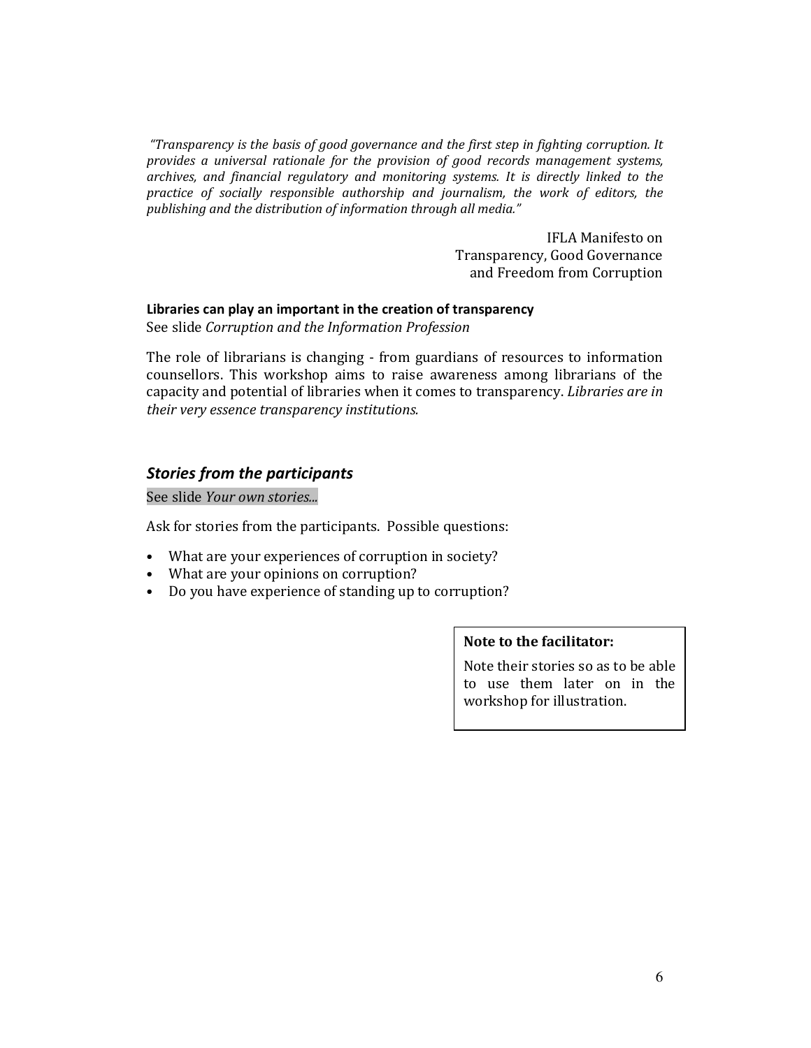*"Transparency is the basis of good governance and the first step in fighting corruption. It provides a universal rationale for the provision of good records management systems, archives, and financial regulatory and monitoring systems. It is directly linked to the practice of socially responsible authorship and journalism, the work of editors, the publishing and the distribution of information through all media."*

IFLA Manifesto on
Transparency, Good Governance
and Freedom from Corruption

**Libraries can play an important in the creation of transparency**

See slide *Corruption and the Information Profession*

The role of librarians is changing - from guardians of resources to information counsellors. This workshop aims to raise awareness among librarians of the capacity and potential of libraries when it comes to transparency. *Libraries are in their very essence transparency institutions.*

## *Stories from the participants*

See slide *Your own stories...*

Ask for stories from the participants. Possible questions:

- What are your experiences of corruption in society?
- What are your opinions on corruption?
- Do you have experience of standing up to corruption?

> **Note to the facilitator:**
>
> Note their stories so as to be able to use them later on in the workshop for illustration.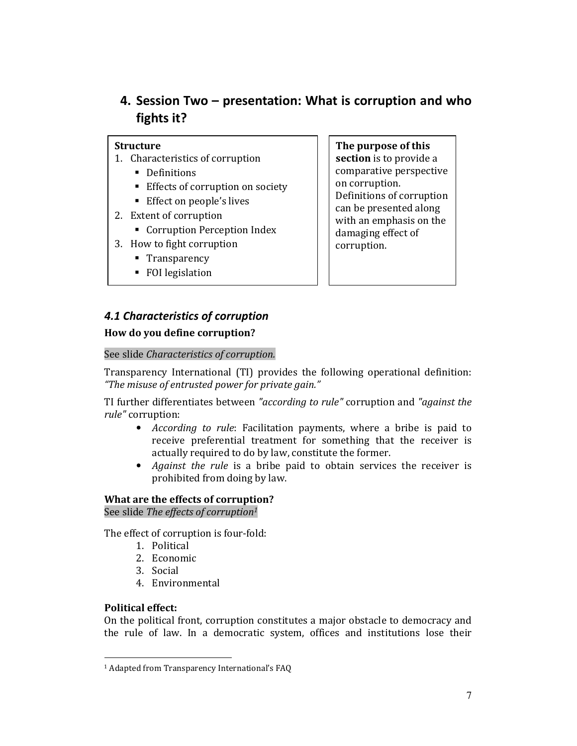# 4. Session Two – presentation: What is corruption and who fights it?

**Structure**

1. Characteristics of corruption
   - Definitions
   - Effects of corruption on society
   - Effect on people's lives
2. Extent of corruption
   - Corruption Perception Index
3. How to fight corruption
   - Transparency
   - FOI legislation

**The purpose of this section** is to provide a comparative perspective on corruption. Definitions of corruption can be presented along with an emphasis on the damaging effect of corruption.

## *4.1 Characteristics of corruption*

**How do you define corruption?**

See slide *Characteristics of corruption.*

Transparency International (TI) provides the following operational definition: *"The misuse of entrusted power for private gain."*

TI further differentiates between *"according to rule"* corruption and *"against the rule"* corruption:

- *According to rule*: Facilitation payments, where a bribe is paid to receive preferential treatment for something that the receiver is actually required to do by law, constitute the former.
- *Against the rule* is a bribe paid to obtain services the receiver is prohibited from doing by law.

**What are the effects of corruption?**
See slide *The effects of corruption*[1]

The effect of corruption is four-fold:

1. Political
2. Economic
3. Social
4. Environmental

**Political effect:**
On the political front, corruption constitutes a major obstacle to democracy and the rule of law. In a democratic system, offices and institutions lose their

[1] Adapted from Transparency International's FAQ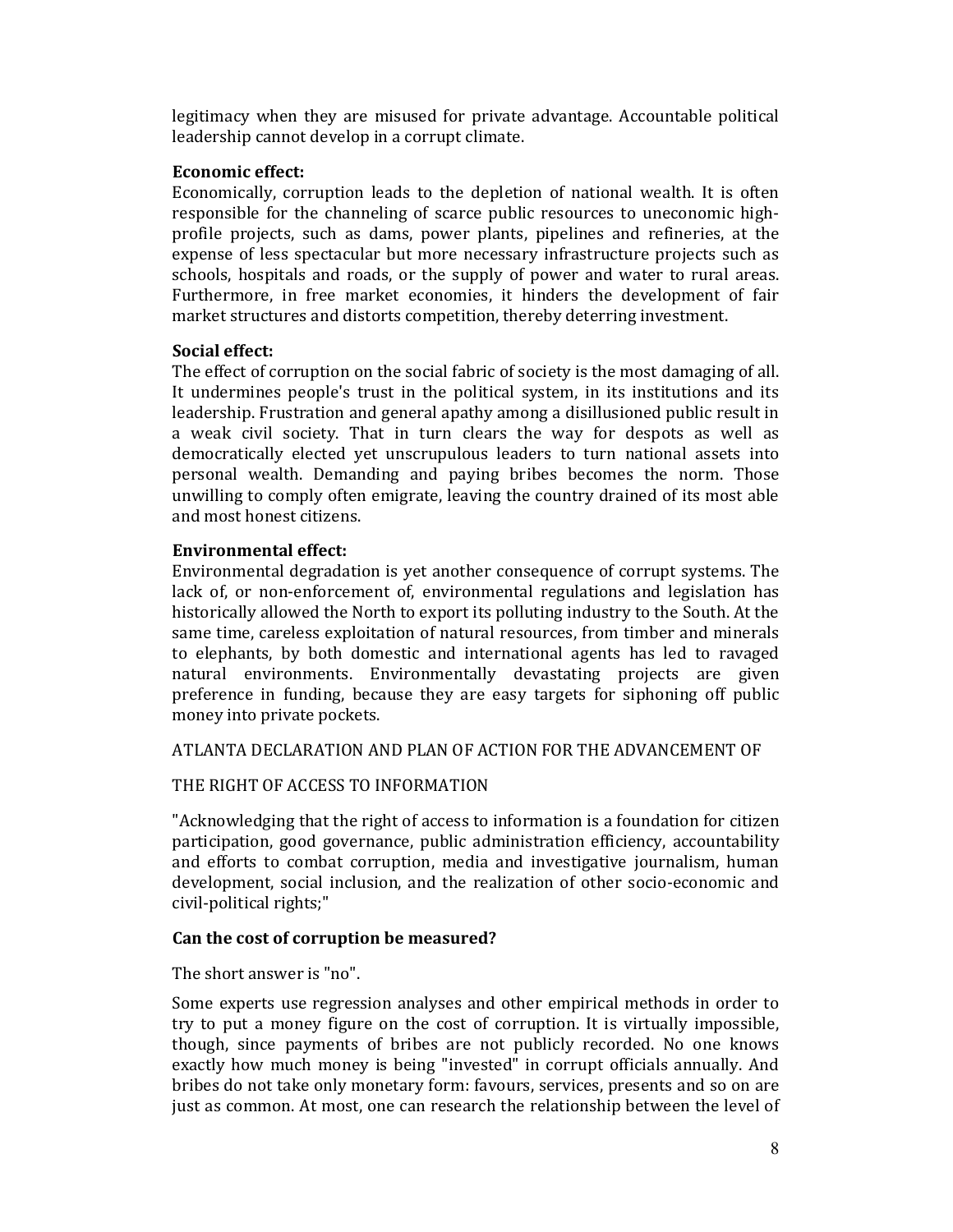legitimacy when they are misused for private advantage. Accountable political leadership cannot develop in a corrupt climate.

**Economic effect:**

Economically, corruption leads to the depletion of national wealth. It is often responsible for the channeling of scarce public resources to uneconomic high-profile projects, such as dams, power plants, pipelines and refineries, at the expense of less spectacular but more necessary infrastructure projects such as schools, hospitals and roads, or the supply of power and water to rural areas. Furthermore, in free market economies, it hinders the development of fair market structures and distorts competition, thereby deterring investment.

**Social effect:**

The effect of corruption on the social fabric of society is the most damaging of all. It undermines people's trust in the political system, in its institutions and its leadership. Frustration and general apathy among a disillusioned public result in a weak civil society. That in turn clears the way for despots as well as democratically elected yet unscrupulous leaders to turn national assets into personal wealth. Demanding and paying bribes becomes the norm. Those unwilling to comply often emigrate, leaving the country drained of its most able and most honest citizens.

**Environmental effect:**

Environmental degradation is yet another consequence of corrupt systems. The lack of, or non-enforcement of, environmental regulations and legislation has historically allowed the North to export its polluting industry to the South. At the same time, careless exploitation of natural resources, from timber and minerals to elephants, by both domestic and international agents has led to ravaged natural environments. Environmentally devastating projects are given preference in funding, because they are easy targets for siphoning off public money into private pockets.

ATLANTA DECLARATION AND PLAN OF ACTION FOR THE ADVANCEMENT OF

THE RIGHT OF ACCESS TO INFORMATION

"Acknowledging that the right of access to information is a foundation for citizen participation, good governance, public administration efficiency, accountability and efforts to combat corruption, media and investigative journalism, human development, social inclusion, and the realization of other socio-economic and civil-political rights;"

**Can the cost of corruption be measured?**

The short answer is "no".

Some experts use regression analyses and other empirical methods in order to try to put a money figure on the cost of corruption. It is virtually impossible, though, since payments of bribes are not publicly recorded. No one knows exactly how much money is being "invested" in corrupt officials annually. And bribes do not take only monetary form: favours, services, presents and so on are just as common. At most, one can research the relationship between the level of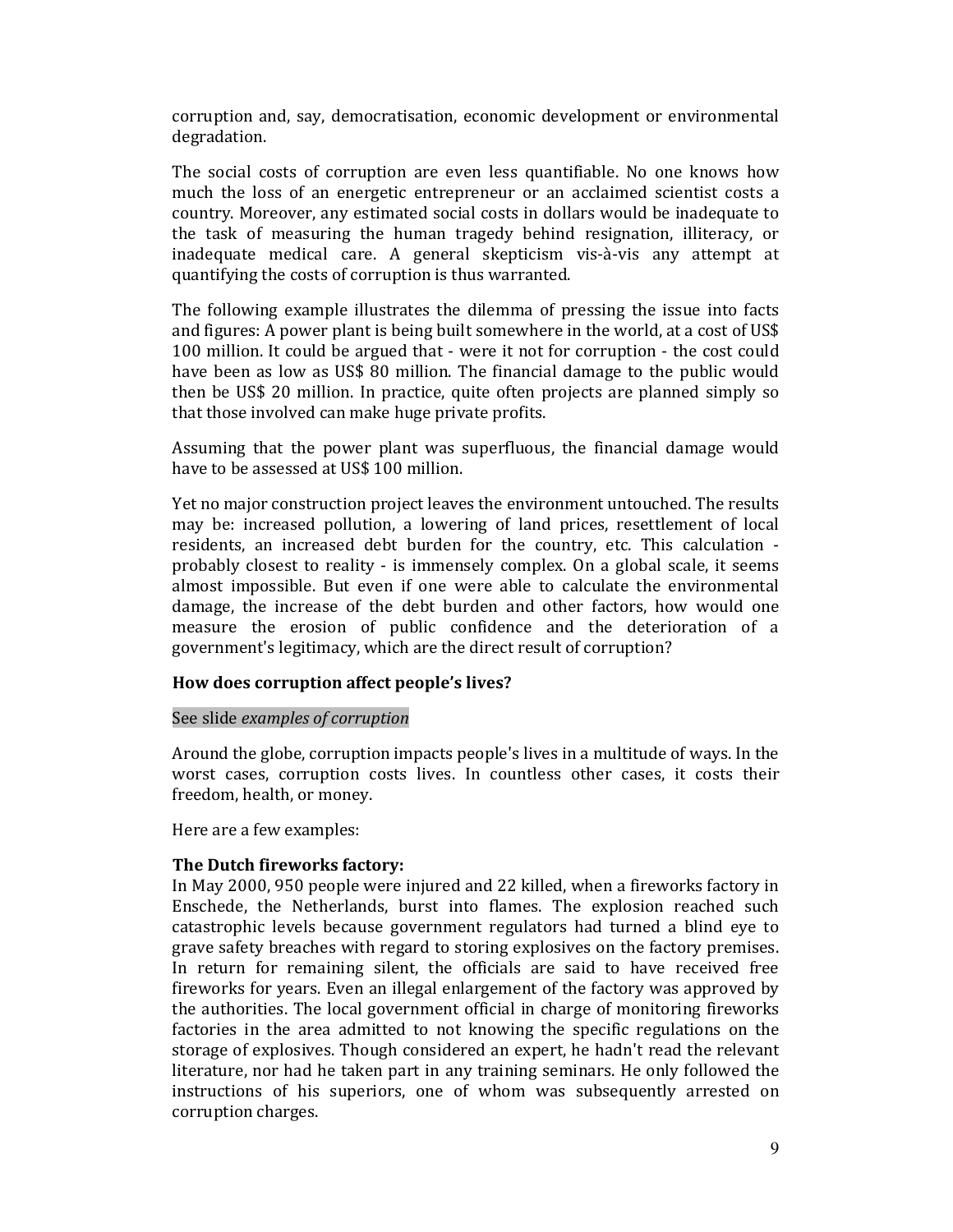corruption and, say, democratisation, economic development or environmental degradation.

The social costs of corruption are even less quantifiable. No one knows how much the loss of an energetic entrepreneur or an acclaimed scientist costs a country. Moreover, any estimated social costs in dollars would be inadequate to the task of measuring the human tragedy behind resignation, illiteracy, or inadequate medical care. A general skepticism vis-à-vis any attempt at quantifying the costs of corruption is thus warranted.

The following example illustrates the dilemma of pressing the issue into facts and figures: A power plant is being built somewhere in the world, at a cost of US$ 100 million. It could be argued that - were it not for corruption - the cost could have been as low as US$ 80 million. The financial damage to the public would then be US$ 20 million. In practice, quite often projects are planned simply so that those involved can make huge private profits.

Assuming that the power plant was superfluous, the financial damage would have to be assessed at US$ 100 million.

Yet no major construction project leaves the environment untouched. The results may be: increased pollution, a lowering of land prices, resettlement of local residents, an increased debt burden for the country, etc. This calculation - probably closest to reality - is immensely complex. On a global scale, it seems almost impossible. But even if one were able to calculate the environmental damage, the increase of the debt burden and other factors, how would one measure the erosion of public confidence and the deterioration of a government's legitimacy, which are the direct result of corruption?

**How does corruption affect people's lives?**

See slide *examples of corruption*

Around the globe, corruption impacts people's lives in a multitude of ways. In the worst cases, corruption costs lives. In countless other cases, it costs their freedom, health, or money.

Here are a few examples:

**The Dutch fireworks factory:**
In May 2000, 950 people were injured and 22 killed, when a fireworks factory in Enschede, the Netherlands, burst into flames. The explosion reached such catastrophic levels because government regulators had turned a blind eye to grave safety breaches with regard to storing explosives on the factory premises. In return for remaining silent, the officials are said to have received free fireworks for years. Even an illegal enlargement of the factory was approved by the authorities. The local government official in charge of monitoring fireworks factories in the area admitted to not knowing the specific regulations on the storage of explosives. Though considered an expert, he hadn't read the relevant literature, nor had he taken part in any training seminars. He only followed the instructions of his superiors, one of whom was subsequently arrested on corruption charges.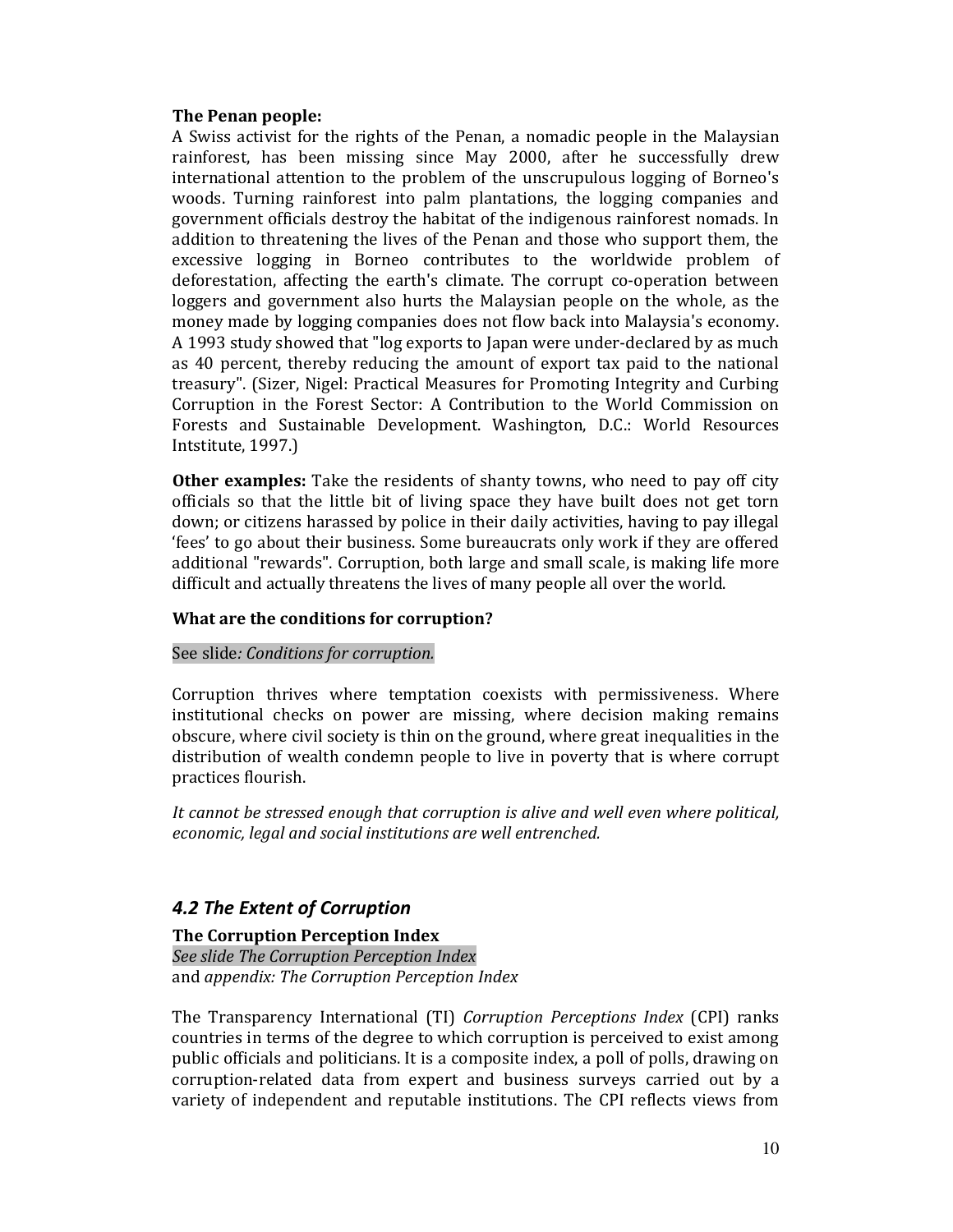**The Penan people:**
A Swiss activist for the rights of the Penan, a nomadic people in the Malaysian rainforest, has been missing since May 2000, after he successfully drew international attention to the problem of the unscrupulous logging of Borneo's woods. Turning rainforest into palm plantations, the logging companies and government officials destroy the habitat of the indigenous rainforest nomads. In addition to threatening the lives of the Penan and those who support them, the excessive logging in Borneo contributes to the worldwide problem of deforestation, affecting the earth's climate. The corrupt co-operation between loggers and government also hurts the Malaysian people on the whole, as the money made by logging companies does not flow back into Malaysia's economy. A 1993 study showed that "log exports to Japan were under-declared by as much as 40 percent, thereby reducing the amount of export tax paid to the national treasury". (Sizer, Nigel: Practical Measures for Promoting Integrity and Curbing Corruption in the Forest Sector: A Contribution to the World Commission on Forests and Sustainable Development. Washington, D.C.: World Resources Intstitute, 1997.)

**Other examples:** Take the residents of shanty towns, who need to pay off city officials so that the little bit of living space they have built does not get torn down; or citizens harassed by police in their daily activities, having to pay illegal 'fees' to go about their business. Some bureaucrats only work if they are offered additional "rewards". Corruption, both large and small scale, is making life more difficult and actually threatens the lives of many people all over the world.

**What are the conditions for corruption?**

See slide*: Conditions for corruption.*

Corruption thrives where temptation coexists with permissiveness. Where institutional checks on power are missing, where decision making remains obscure, where civil society is thin on the ground, where great inequalities in the distribution of wealth condemn people to live in poverty that is where corrupt practices flourish.

*It cannot be stressed enough that corruption is alive and well even where political, economic, legal and social institutions are well entrenched.*

## *4.2 The Extent of Corruption*

**The Corruption Perception Index**
*See slide The Corruption Perception Index*
and *appendix: The Corruption Perception Index*

The Transparency International (TI) *Corruption Perceptions Index* (CPI) ranks countries in terms of the degree to which corruption is perceived to exist among public officials and politicians. It is a composite index, a poll of polls, drawing on corruption-related data from expert and business surveys carried out by a variety of independent and reputable institutions. The CPI reflects views from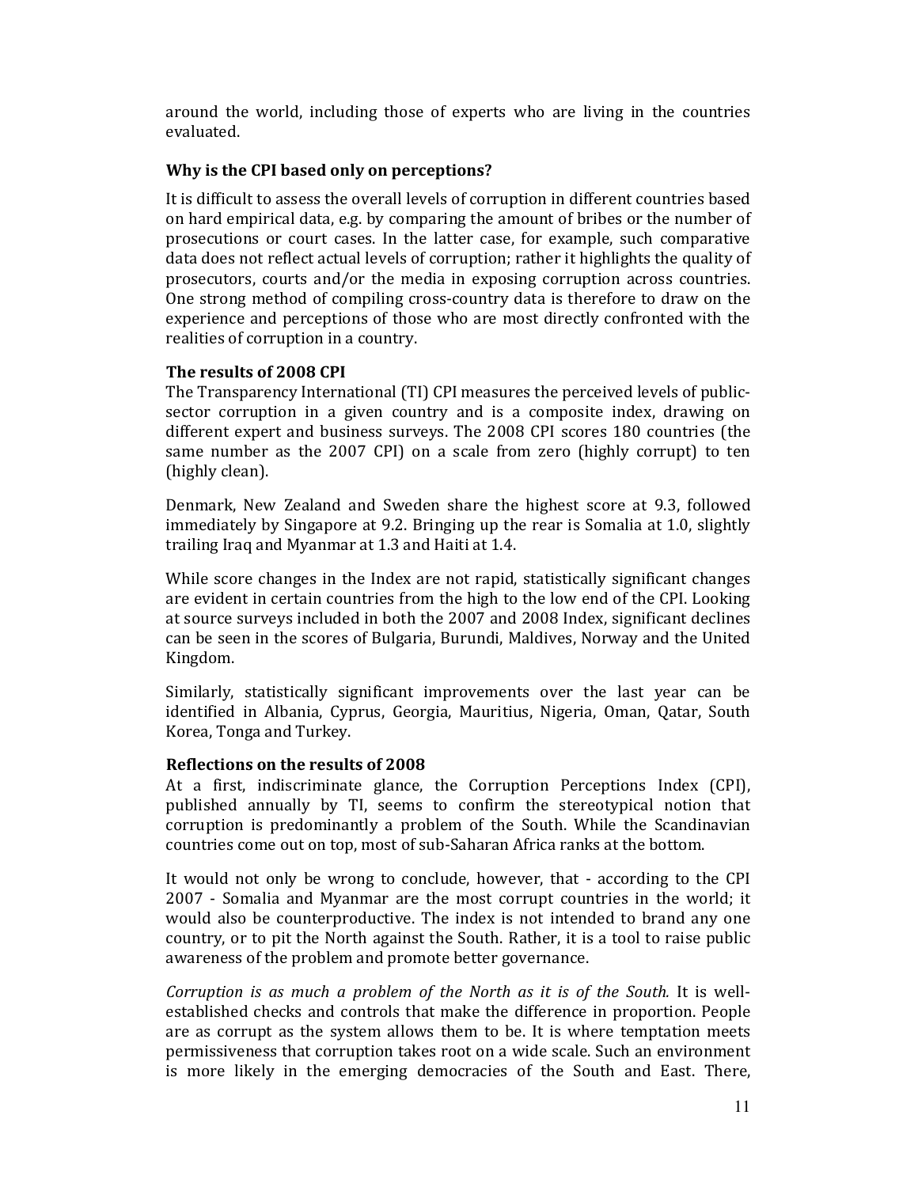around the world, including those of experts who are living in the countries evaluated.

### Why is the CPI based only on perceptions?

It is difficult to assess the overall levels of corruption in different countries based on hard empirical data, e.g. by comparing the amount of bribes or the number of prosecutions or court cases. In the latter case, for example, such comparative data does not reflect actual levels of corruption; rather it highlights the quality of prosecutors, courts and/or the media in exposing corruption across countries. One strong method of compiling cross-country data is therefore to draw on the experience and perceptions of those who are most directly confronted with the realities of corruption in a country.

### The results of 2008 CPI

The Transparency International (TI) CPI measures the perceived levels of public-sector corruption in a given country and is a composite index, drawing on different expert and business surveys. The 2008 CPI scores 180 countries (the same number as the 2007 CPI) on a scale from zero (highly corrupt) to ten (highly clean).

Denmark, New Zealand and Sweden share the highest score at 9.3, followed immediately by Singapore at 9.2. Bringing up the rear is Somalia at 1.0, slightly trailing Iraq and Myanmar at 1.3 and Haiti at 1.4.

While score changes in the Index are not rapid, statistically significant changes are evident in certain countries from the high to the low end of the CPI. Looking at source surveys included in both the 2007 and 2008 Index, significant declines can be seen in the scores of Bulgaria, Burundi, Maldives, Norway and the United Kingdom.

Similarly, statistically significant improvements over the last year can be identified in Albania, Cyprus, Georgia, Mauritius, Nigeria, Oman, Qatar, South Korea, Tonga and Turkey.

### Reflections on the results of 2008

At a first, indiscriminate glance, the Corruption Perceptions Index (CPI), published annually by TI, seems to confirm the stereotypical notion that corruption is predominantly a problem of the South. While the Scandinavian countries come out on top, most of sub-Saharan Africa ranks at the bottom.

It would not only be wrong to conclude, however, that - according to the CPI 2007 - Somalia and Myanmar are the most corrupt countries in the world; it would also be counterproductive. The index is not intended to brand any one country, or to pit the North against the South. Rather, it is a tool to raise public awareness of the problem and promote better governance.

*Corruption is as much a problem of the North as it is of the South.* It is well-established checks and controls that make the difference in proportion. People are as corrupt as the system allows them to be. It is where temptation meets permissiveness that corruption takes root on a wide scale. Such an environment is more likely in the emerging democracies of the South and East. There,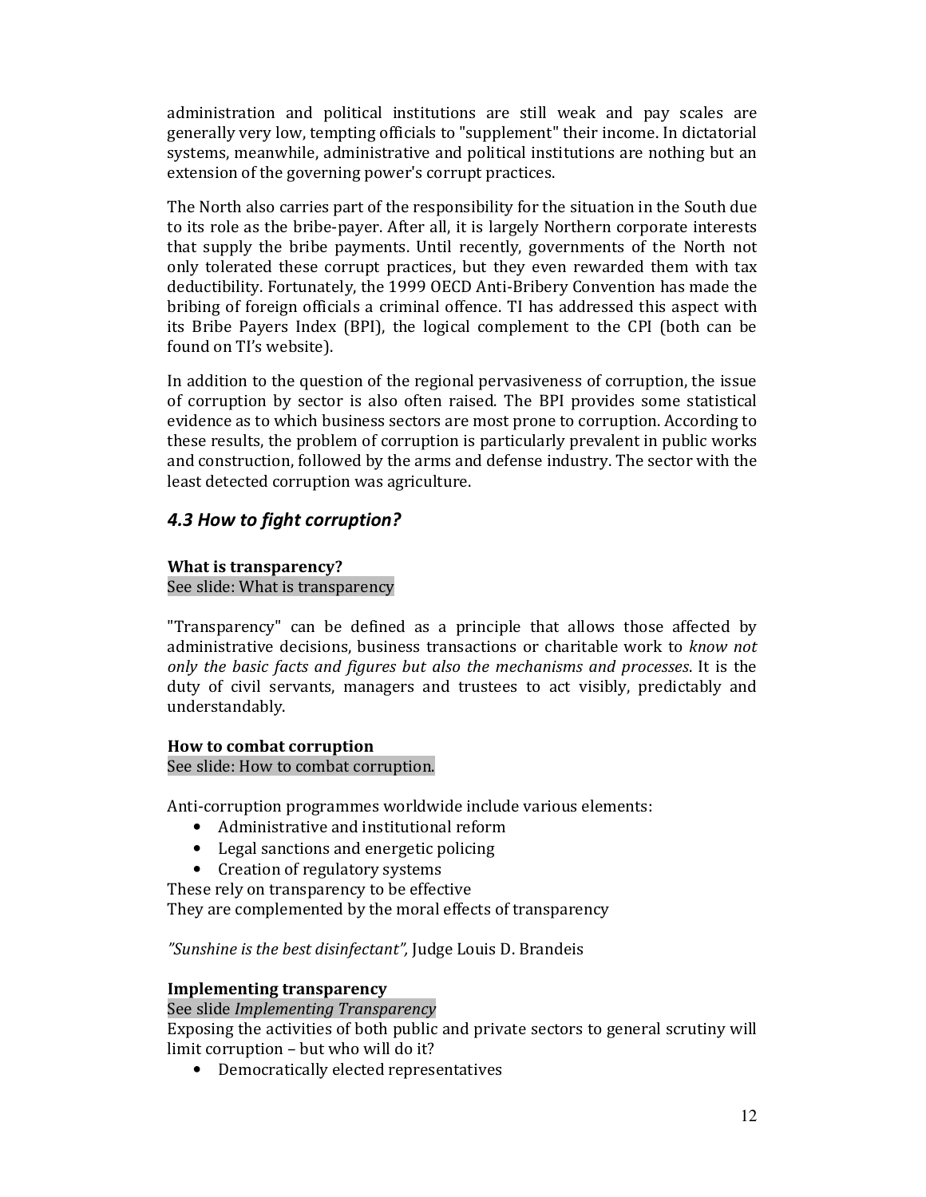administration and political institutions are still weak and pay scales are generally very low, tempting officials to "supplement" their income. In dictatorial systems, meanwhile, administrative and political institutions are nothing but an extension of the governing power's corrupt practices.

The North also carries part of the responsibility for the situation in the South due to its role as the bribe-payer. After all, it is largely Northern corporate interests that supply the bribe payments. Until recently, governments of the North not only tolerated these corrupt practices, but they even rewarded them with tax deductibility. Fortunately, the 1999 OECD Anti-Bribery Convention has made the bribing of foreign officials a criminal offence. TI has addressed this aspect with its Bribe Payers Index (BPI), the logical complement to the CPI (both can be found on TI's website).

In addition to the question of the regional pervasiveness of corruption, the issue of corruption by sector is also often raised. The BPI provides some statistical evidence as to which business sectors are most prone to corruption. According to these results, the problem of corruption is particularly prevalent in public works and construction, followed by the arms and defense industry. The sector with the least detected corruption was agriculture.

### *4.3 How to fight corruption?*

**What is transparency?**
See slide: What is transparency

"Transparency" can be defined as a principle that allows those affected by administrative decisions, business transactions or charitable work to *know not only the basic facts and figures but also the mechanisms and processes*. It is the duty of civil servants, managers and trustees to act visibly, predictably and understandably.

**How to combat corruption**
See slide: How to combat corruption.

Anti-corruption programmes worldwide include various elements:

- Administrative and institutional reform
- Legal sanctions and energetic policing
- Creation of regulatory systems

These rely on transparency to be effective
They are complemented by the moral effects of transparency

*"Sunshine is the best disinfectant",* Judge Louis D. Brandeis

**Implementing transparency**
See slide *Implementing Transparency*
Exposing the activities of both public and private sectors to general scrutiny will limit corruption – but who will do it?

- Democratically elected representatives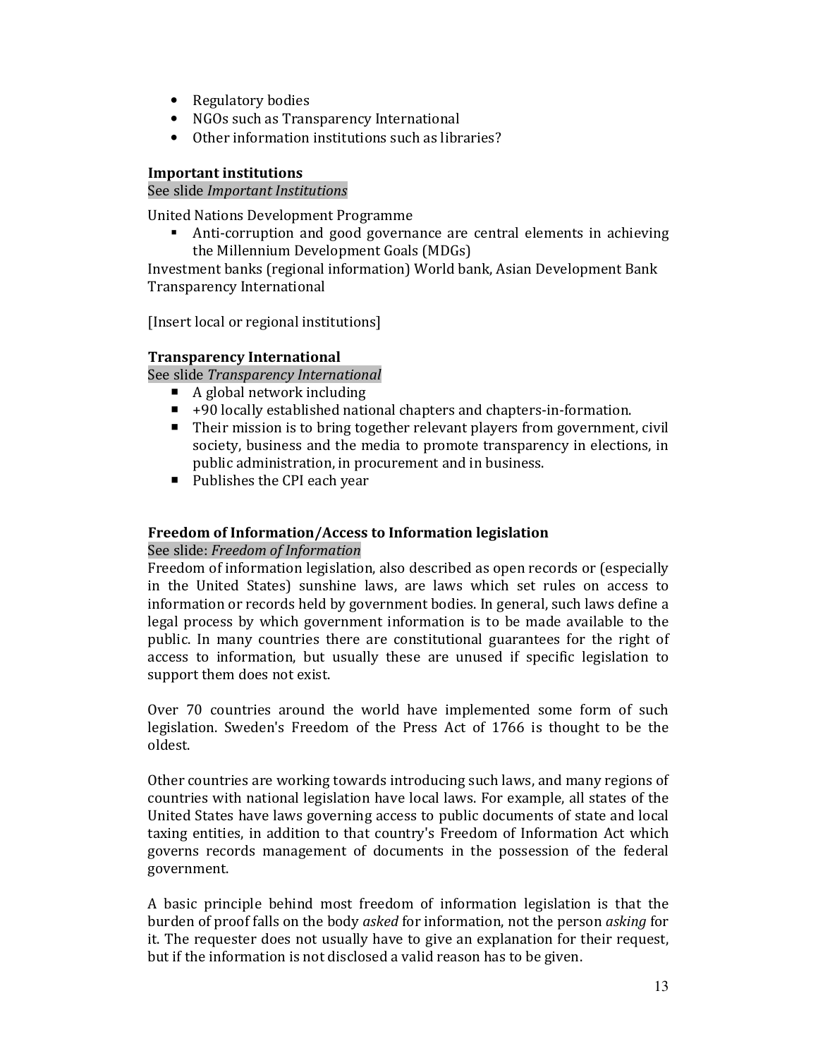- Regulatory bodies
- NGOs such as Transparency International
- Other information institutions such as libraries?

**Important institutions**

See slide *Important Institutions*

United Nations Development Programme

- Anti-corruption and good governance are central elements in achieving the Millennium Development Goals (MDGs)

Investment banks (regional information) World bank, Asian Development Bank
Transparency International

[Insert local or regional institutions]

**Transparency International**

See slide *Transparency International*

- A global network including
- +90 locally established national chapters and chapters-in-formation.
- Their mission is to bring together relevant players from government, civil society, business and the media to promote transparency in elections, in public administration, in procurement and in business.
- Publishes the CPI each year

**Freedom of Information/Access to Information legislation**

See slide: *Freedom of Information*

Freedom of information legislation, also described as open records or (especially in the United States) sunshine laws, are laws which set rules on access to information or records held by government bodies. In general, such laws define a legal process by which government information is to be made available to the public. In many countries there are constitutional guarantees for the right of access to information, but usually these are unused if specific legislation to support them does not exist.

Over 70 countries around the world have implemented some form of such legislation. Sweden's Freedom of the Press Act of 1766 is thought to be the oldest.

Other countries are working towards introducing such laws, and many regions of countries with national legislation have local laws. For example, all states of the United States have laws governing access to public documents of state and local taxing entities, in addition to that country's Freedom of Information Act which governs records management of documents in the possession of the federal government.

A basic principle behind most freedom of information legislation is that the burden of proof falls on the body *asked* for information, not the person *asking* for it. The requester does not usually have to give an explanation for their request, but if the information is not disclosed a valid reason has to be given.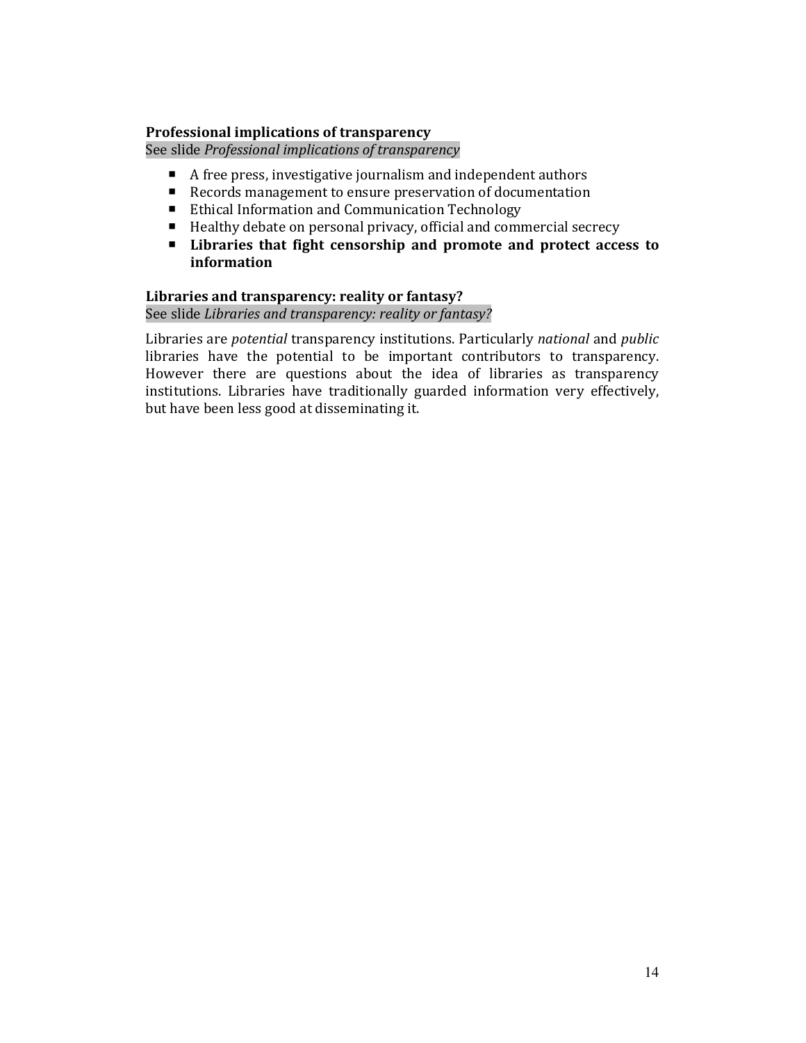**Professional implications of transparency**

See slide *Professional implications of transparency*

- A free press, investigative journalism and independent authors
- Records management to ensure preservation of documentation
- Ethical Information and Communication Technology
- Healthy debate on personal privacy, official and commercial secrecy
- **Libraries that fight censorship and promote and protect access to information**

**Libraries and transparency: reality or fantasy?**

See slide *Libraries and transparency: reality or fantasy?*

Libraries are *potential* transparency institutions. Particularly *national* and *public* libraries have the potential to be important contributors to transparency. However there are questions about the idea of libraries as transparency institutions. Libraries have traditionally guarded information very effectively, but have been less good at disseminating it.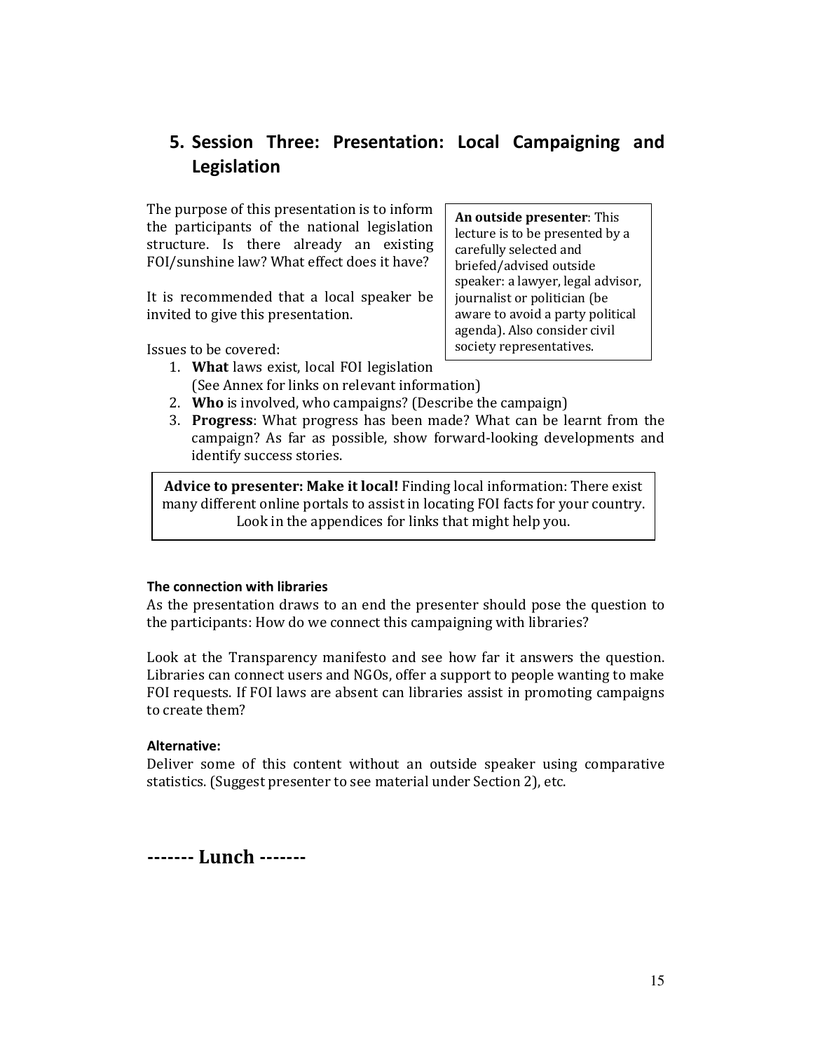## 5. Session Three: Presentation: Local Campaigning and Legislation

The purpose of this presentation is to inform the participants of the national legislation structure. Is there already an existing FOI/sunshine law? What effect does it have?

It is recommended that a local speaker be invited to give this presentation.

> **An outside presenter**: This lecture is to be presented by a carefully selected and briefed/advised outside speaker: a lawyer, legal advisor, journalist or politician (be aware to avoid a party political agenda). Also consider civil society representatives.

Issues to be covered:

1. **What** laws exist, local FOI legislation (See Annex for links on relevant information)
2. **Who** is involved, who campaigns? (Describe the campaign)
3. **Progress**: What progress has been made? What can be learnt from the campaign? As far as possible, show forward-looking developments and identify success stories.

> **Advice to presenter: Make it local!** Finding local information: There exist many different online portals to assist in locating FOI facts for your country. Look in the appendices for links that might help you.

**The connection with libraries**

As the presentation draws to an end the presenter should pose the question to the participants: How do we connect this campaigning with libraries?

Look at the Transparency manifesto and see how far it answers the question. Libraries can connect users and NGOs, offer a support to people wanting to make FOI requests. If FOI laws are absent can libraries assist in promoting campaigns to create them?

**Alternative:**

Deliver some of this content without an outside speaker using comparative statistics. (Suggest presenter to see material under Section 2), etc.

**------- Lunch -------**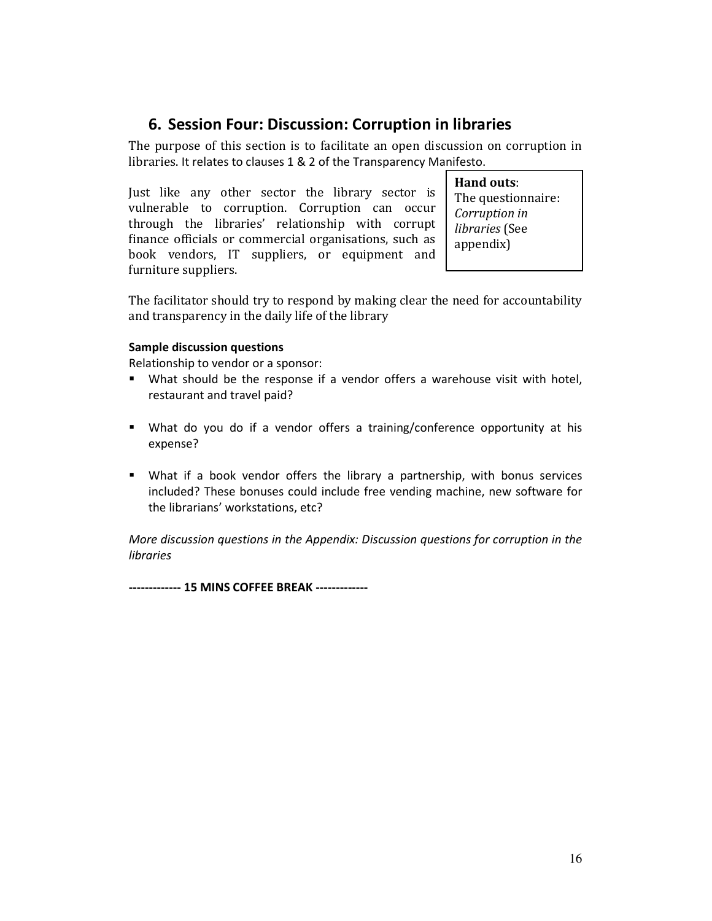## 6. Session Four: Discussion: Corruption in libraries

The purpose of this section is to facilitate an open discussion on corruption in libraries. It relates to clauses 1 & 2 of the Transparency Manifesto.

> **Hand outs**:
> The questionnaire: *Corruption in libraries* (See appendix)

Just like any other sector the library sector is vulnerable to corruption. Corruption can occur through the libraries' relationship with corrupt finance officials or commercial organisations, such as book vendors, IT suppliers, or equipment and furniture suppliers.

The facilitator should try to respond by making clear the need for accountability and transparency in the daily life of the library

**Sample discussion questions**

Relationship to vendor or a sponsor:

- What should be the response if a vendor offers a warehouse visit with hotel, restaurant and travel paid?
- What do you do if a vendor offers a training/conference opportunity at his expense?
- What if a book vendor offers the library a partnership, with bonus services included? These bonuses could include free vending machine, new software for the librarians' workstations, etc?

*More discussion questions in the Appendix: Discussion questions for corruption in the libraries*

**------------- 15 MINS COFFEE BREAK -------------**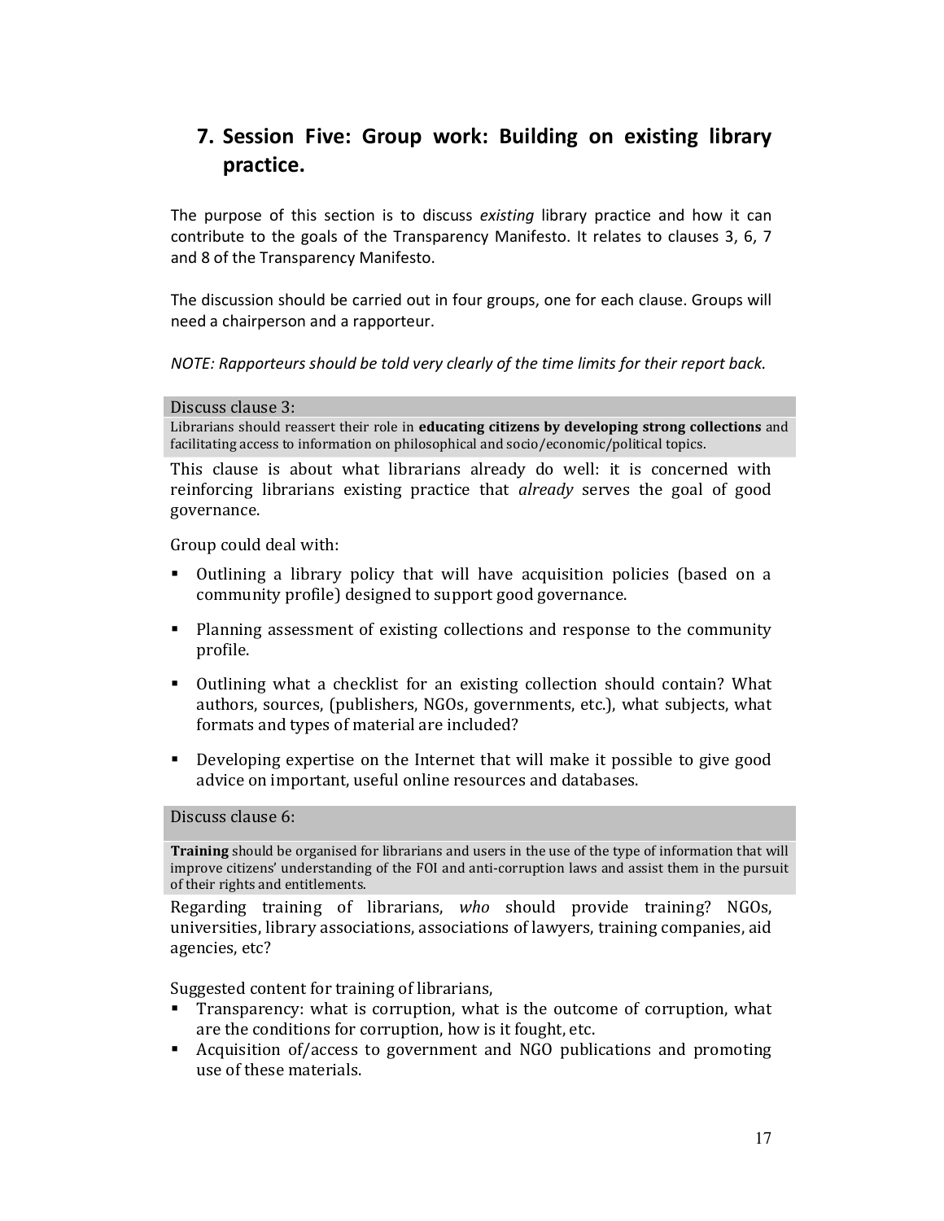## 7. Session Five: Group work: Building on existing library practice.

The purpose of this section is to discuss *existing* library practice and how it can contribute to the goals of the Transparency Manifesto. It relates to clauses 3, 6, 7 and 8 of the Transparency Manifesto.

The discussion should be carried out in four groups, one for each clause. Groups will need a chairperson and a rapporteur.

*NOTE: Rapporteurs should be told very clearly of the time limits for their report back.*

Discuss clause 3:

Librarians should reassert their role in **educating citizens by developing strong collections** and facilitating access to information on philosophical and socio/economic/political topics.

This clause is about what librarians already do well: it is concerned with reinforcing librarians existing practice that *already* serves the goal of good governance.

Group could deal with:

- Outlining a library policy that will have acquisition policies (based on a community profile) designed to support good governance.
- Planning assessment of existing collections and response to the community profile.
- Outlining what a checklist for an existing collection should contain? What authors, sources, (publishers, NGOs, governments, etc.), what subjects, what formats and types of material are included?
- Developing expertise on the Internet that will make it possible to give good advice on important, useful online resources and databases.

Discuss clause 6:

**Training** should be organised for librarians and users in the use of the type of information that will improve citizens' understanding of the FOI and anti-corruption laws and assist them in the pursuit of their rights and entitlements.

Regarding training of librarians, *who* should provide training? NGOs, universities, library associations, associations of lawyers, training companies, aid agencies, etc?

Suggested content for training of librarians,

- Transparency: what is corruption, what is the outcome of corruption, what are the conditions for corruption, how is it fought, etc.
- Acquisition of/access to government and NGO publications and promoting use of these materials.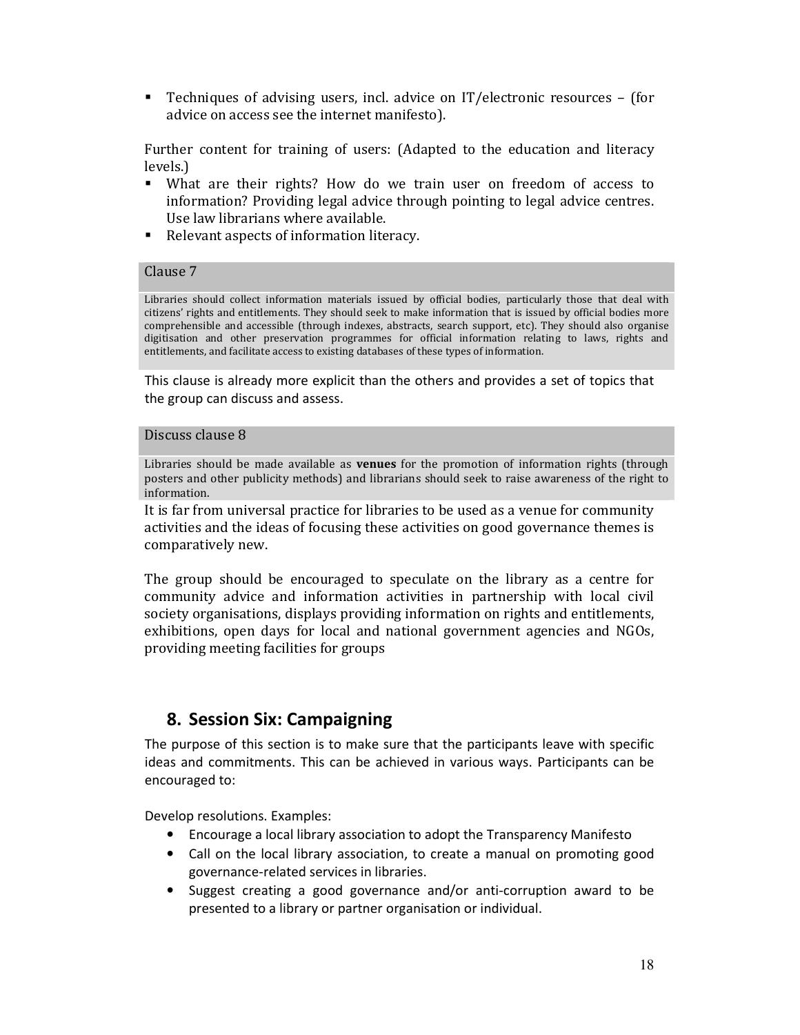- Techniques of advising users, incl. advice on IT/electronic resources – (for advice on access see the internet manifesto).

Further content for training of users: (Adapted to the education and literacy levels.)

- What are their rights? How do we train user on freedom of access to information? Providing legal advice through pointing to legal advice centres. Use law librarians where available.
- Relevant aspects of information literacy.

### Clause 7

Libraries should collect information materials issued by official bodies, particularly those that deal with citizens' rights and entitlements. They should seek to make information that is issued by official bodies more comprehensible and accessible (through indexes, abstracts, search support, etc). They should also organise digitisation and other preservation programmes for official information relating to laws, rights and entitlements, and facilitate access to existing databases of these types of information.

This clause is already more explicit than the others and provides a set of topics that the group can discuss and assess.

### Discuss clause 8

Libraries should be made available as **venues** for the promotion of information rights (through posters and other publicity methods) and librarians should seek to raise awareness of the right to information.

It is far from universal practice for libraries to be used as a venue for community activities and the ideas of focusing these activities on good governance themes is comparatively new.

The group should be encouraged to speculate on the library as a centre for community advice and information activities in partnership with local civil society organisations, displays providing information on rights and entitlements, exhibitions, open days for local and national government agencies and NGOs, providing meeting facilities for groups

## 8. Session Six: Campaigning

The purpose of this section is to make sure that the participants leave with specific ideas and commitments. This can be achieved in various ways. Participants can be encouraged to:

Develop resolutions. Examples:

- Encourage a local library association to adopt the Transparency Manifesto
- Call on the local library association, to create a manual on promoting good governance-related services in libraries.
- Suggest creating a good governance and/or anti-corruption award to be presented to a library or partner organisation or individual.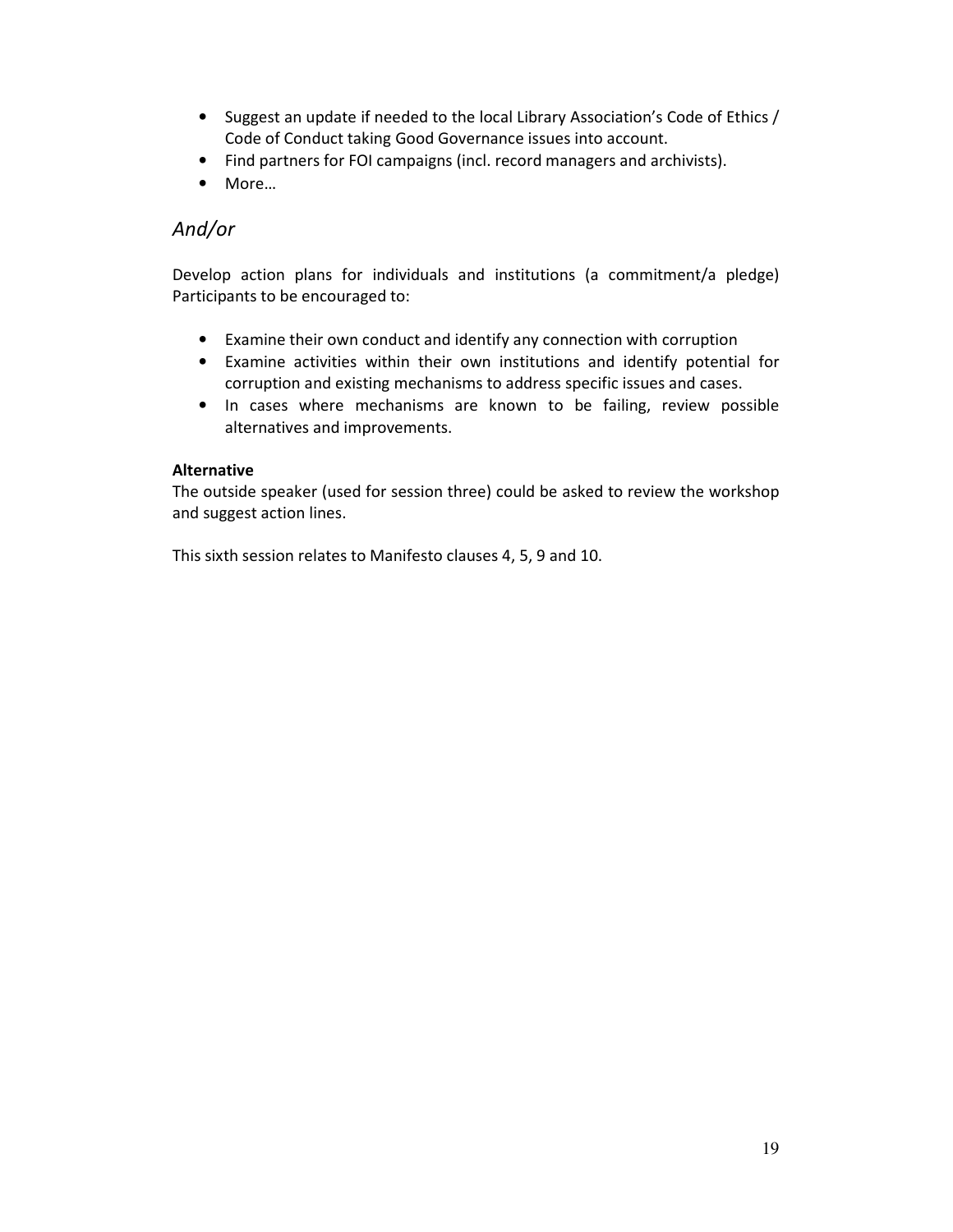- Suggest an update if needed to the local Library Association's Code of Ethics / Code of Conduct taking Good Governance issues into account.
- Find partners for FOI campaigns (incl. record managers and archivists).
- More…

## *And/or*

Develop action plans for individuals and institutions (a commitment/a pledge) Participants to be encouraged to:

- Examine their own conduct and identify any connection with corruption
- Examine activities within their own institutions and identify potential for corruption and existing mechanisms to address specific issues and cases.
- In cases where mechanisms are known to be failing, review possible alternatives and improvements.

**Alternative**

The outside speaker (used for session three) could be asked to review the workshop and suggest action lines.

This sixth session relates to Manifesto clauses 4, 5, 9 and 10.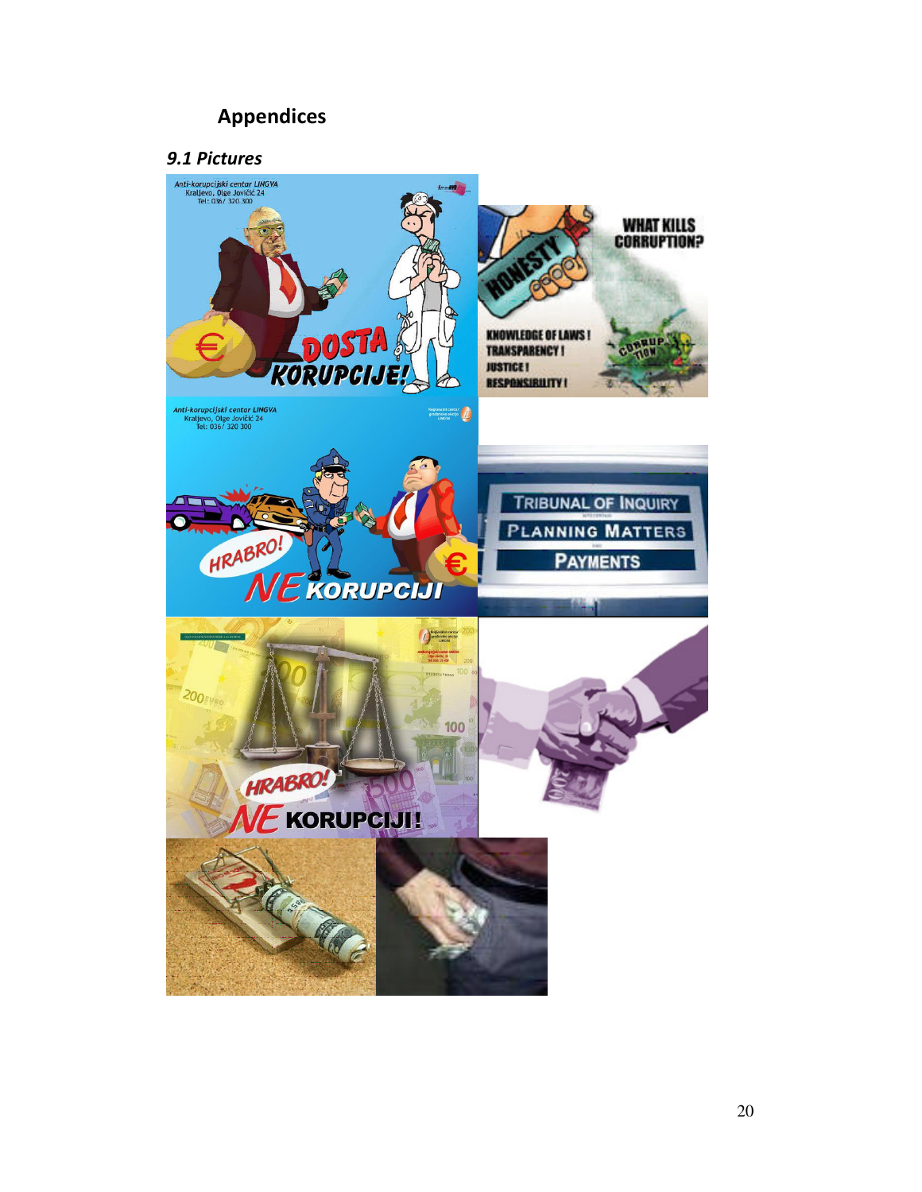# Appendices

## *9.1 Pictures*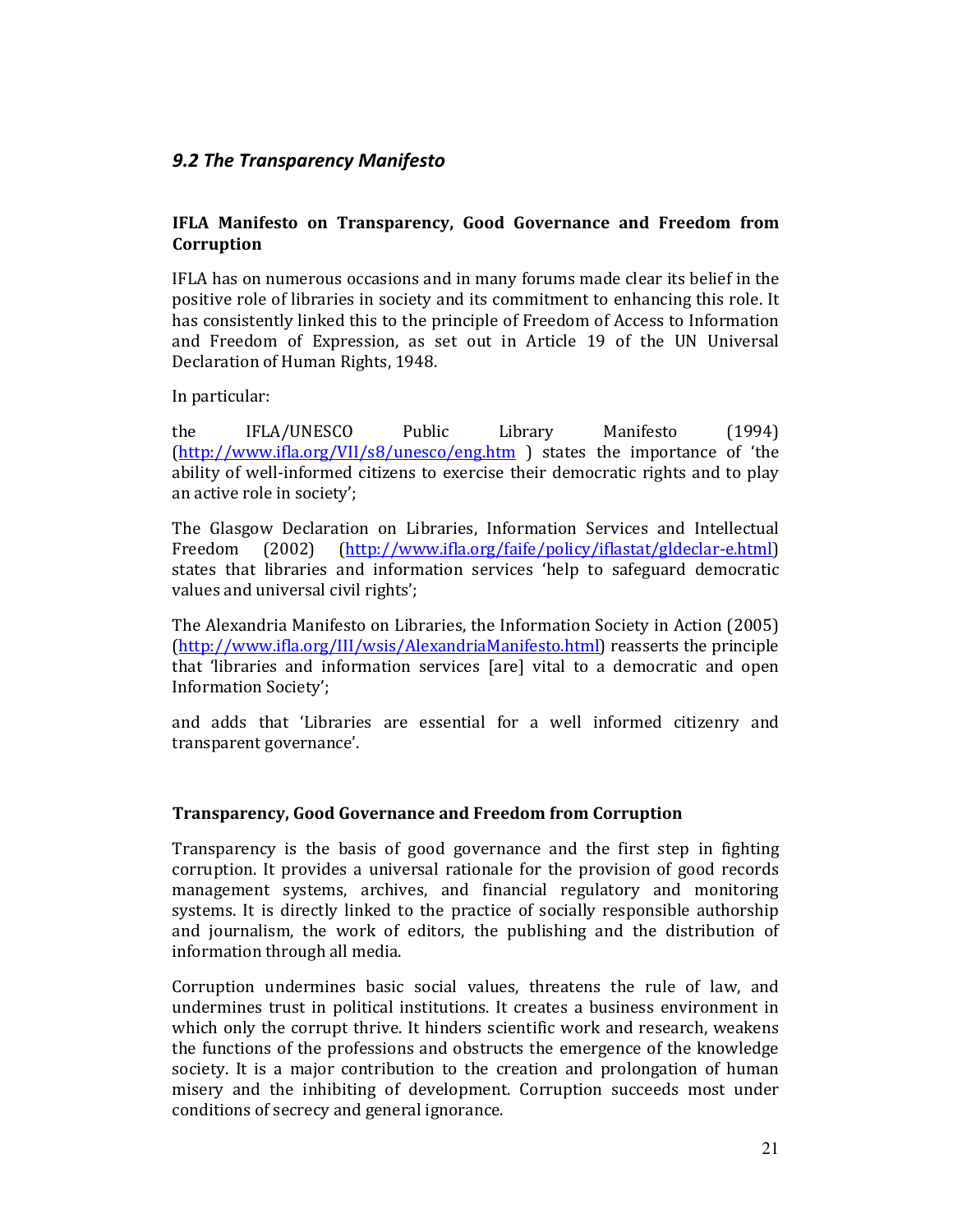## *9.2 The Transparency Manifesto*

### IFLA Manifesto on Transparency, Good Governance and Freedom from Corruption

IFLA has on numerous occasions and in many forums made clear its belief in the positive role of libraries in society and its commitment to enhancing this role. It has consistently linked this to the principle of Freedom of Access to Information and Freedom of Expression, as set out in Article 19 of the UN Universal Declaration of Human Rights, 1948.

In particular:

the IFLA/UNESCO Public Library Manifesto (1994) (http://www.ifla.org/VII/s8/unesco/eng.htm ) states the importance of 'the ability of well-informed citizens to exercise their democratic rights and to play an active role in society';

The Glasgow Declaration on Libraries, Information Services and Intellectual Freedom (2002) (http://www.ifla.org/faife/policy/iflastat/gldeclar-e.html) states that libraries and information services 'help to safeguard democratic values and universal civil rights';

The Alexandria Manifesto on Libraries, the Information Society in Action (2005) (http://www.ifla.org/III/wsis/AlexandriaManifesto.html) reasserts the principle that 'libraries and information services [are] vital to a democratic and open Information Society';

and adds that 'Libraries are essential for a well informed citizenry and transparent governance'.

### Transparency, Good Governance and Freedom from Corruption

Transparency is the basis of good governance and the first step in fighting corruption. It provides a universal rationale for the provision of good records management systems, archives, and financial regulatory and monitoring systems. It is directly linked to the practice of socially responsible authorship and journalism, the work of editors, the publishing and the distribution of information through all media.

Corruption undermines basic social values, threatens the rule of law, and undermines trust in political institutions. It creates a business environment in which only the corrupt thrive. It hinders scientific work and research, weakens the functions of the professions and obstructs the emergence of the knowledge society. It is a major contribution to the creation and prolongation of human misery and the inhibiting of development. Corruption succeeds most under conditions of secrecy and general ignorance.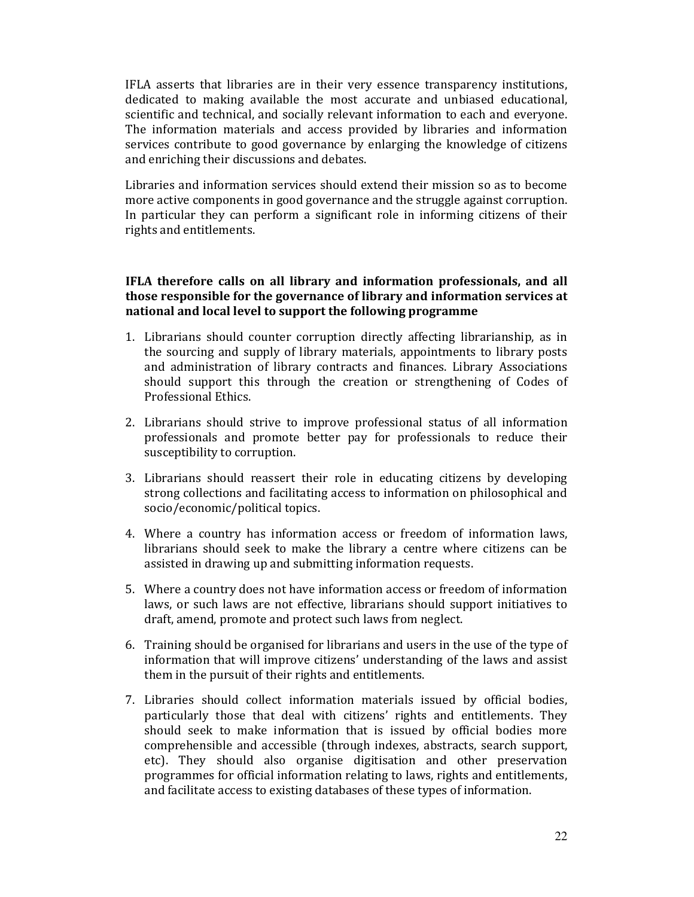IFLA asserts that libraries are in their very essence transparency institutions, dedicated to making available the most accurate and unbiased educational, scientific and technical, and socially relevant information to each and everyone. The information materials and access provided by libraries and information services contribute to good governance by enlarging the knowledge of citizens and enriching their discussions and debates.

Libraries and information services should extend their mission so as to become more active components in good governance and the struggle against corruption. In particular they can perform a significant role in informing citizens of their rights and entitlements.

**IFLA therefore calls on all library and information professionals, and all those responsible for the governance of library and information services at national and local level to support the following programme**

1. Librarians should counter corruption directly affecting librarianship, as in the sourcing and supply of library materials, appointments to library posts and administration of library contracts and finances. Library Associations should support this through the creation or strengthening of Codes of Professional Ethics.

2. Librarians should strive to improve professional status of all information professionals and promote better pay for professionals to reduce their susceptibility to corruption.

3. Librarians should reassert their role in educating citizens by developing strong collections and facilitating access to information on philosophical and socio/economic/political topics.

4. Where a country has information access or freedom of information laws, librarians should seek to make the library a centre where citizens can be assisted in drawing up and submitting information requests.

5. Where a country does not have information access or freedom of information laws, or such laws are not effective, librarians should support initiatives to draft, amend, promote and protect such laws from neglect.

6. Training should be organised for librarians and users in the use of the type of information that will improve citizens' understanding of the laws and assist them in the pursuit of their rights and entitlements.

7. Libraries should collect information materials issued by official bodies, particularly those that deal with citizens' rights and entitlements. They should seek to make information that is issued by official bodies more comprehensible and accessible (through indexes, abstracts, search support, etc). They should also organise digitisation and other preservation programmes for official information relating to laws, rights and entitlements, and facilitate access to existing databases of these types of information.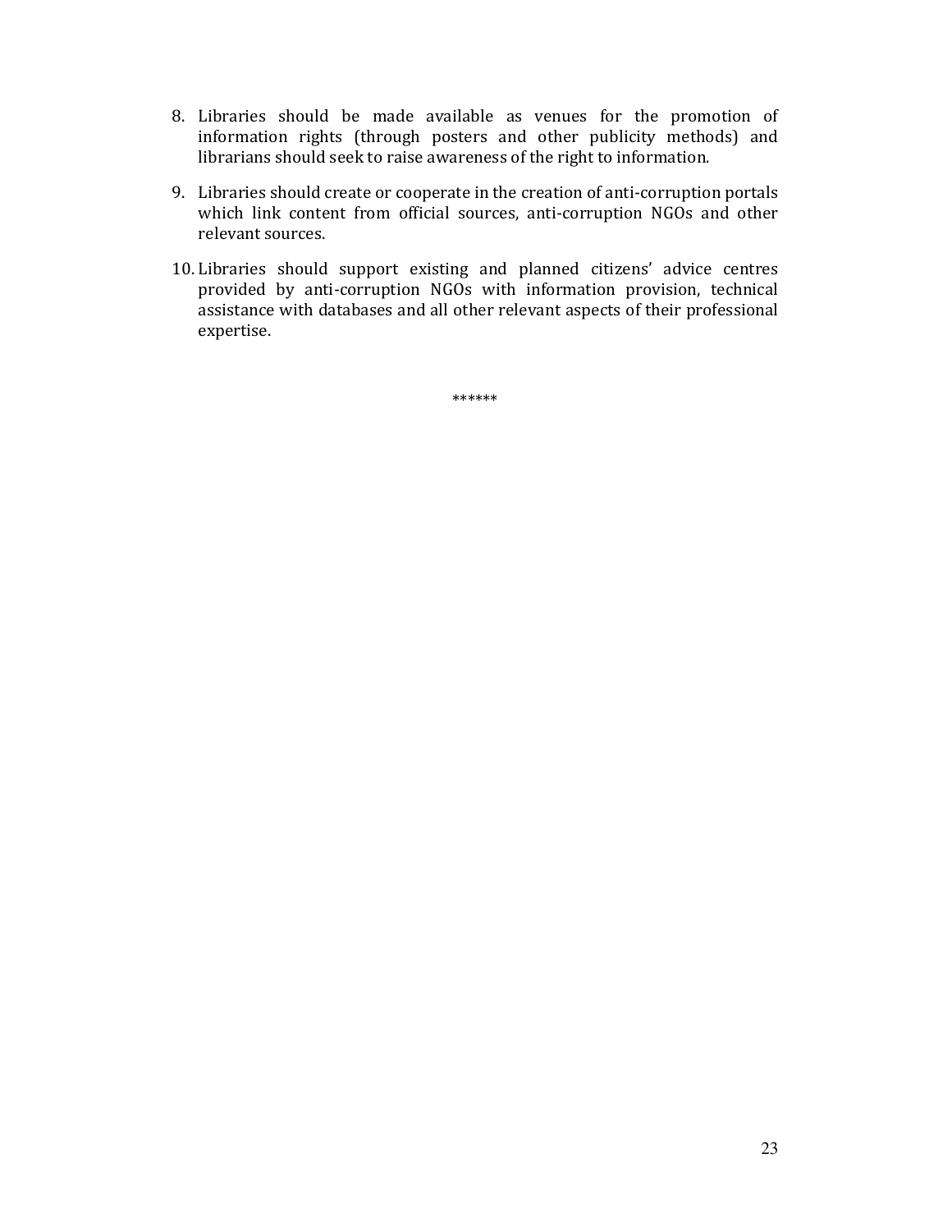8. Libraries should be made available as venues for the promotion of information rights (through posters and other publicity methods) and librarians should seek to raise awareness of the right to information.

9. Libraries should create or cooperate in the creation of anti-corruption portals which link content from official sources, anti-corruption NGOs and other relevant sources.

10. Libraries should support existing and planned citizens' advice centres provided by anti-corruption NGOs with information provision, technical assistance with databases and all other relevant aspects of their professional expertise.

******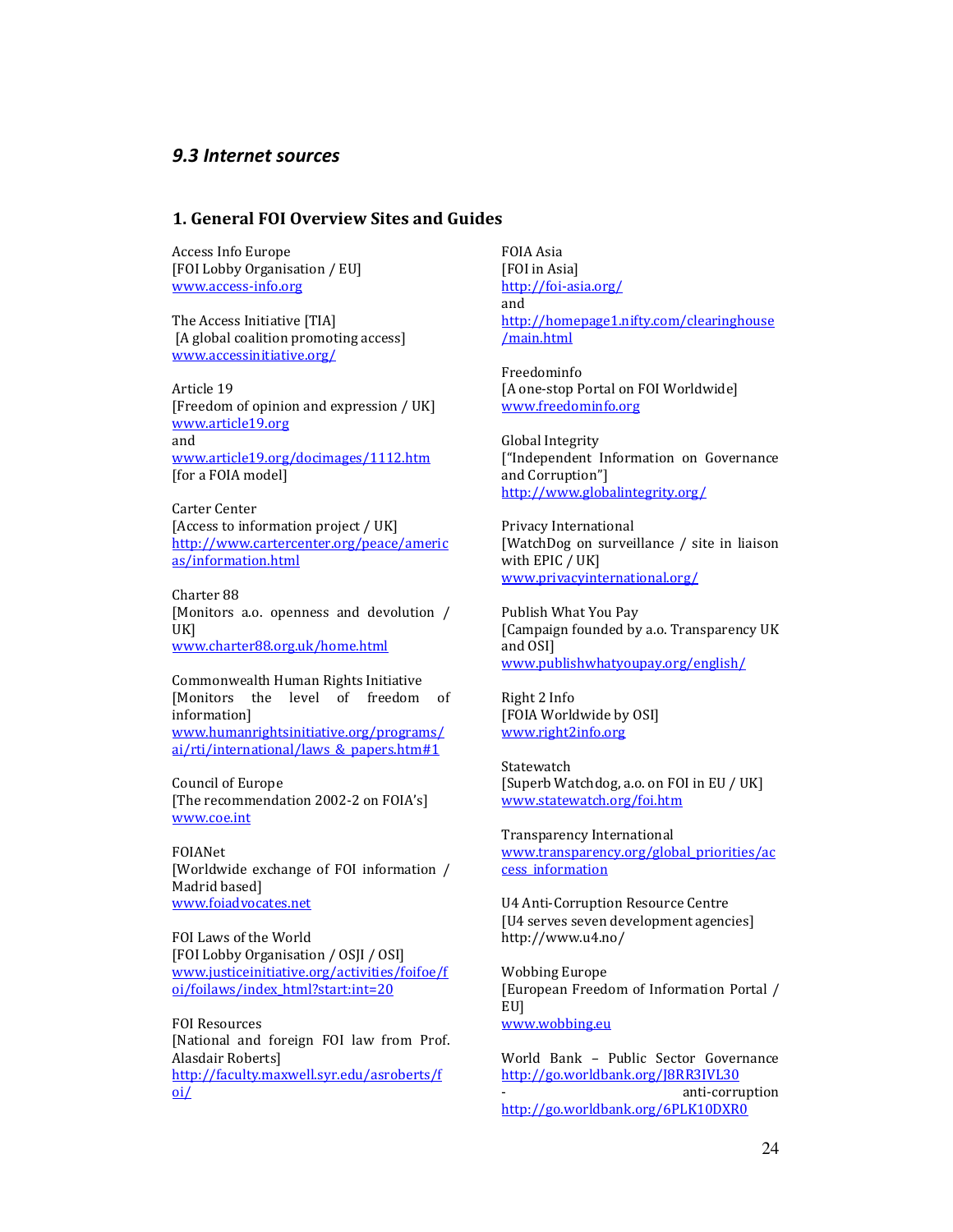## *9.3 Internet sources*

### 1. General FOI Overview Sites and Guides

Access Info Europe
[FOI Lobby Organisation / EU]
www.access-info.org

The Access Initiative [TIA]
[A global coalition promoting access]
www.accessinitiative.org/

Article 19
[Freedom of opinion and expression / UK]
www.article19.org
and
www.article19.org/docimages/1112.htm
[for a FOIA model]

Carter Center
[Access to information project / UK]
http://www.cartercenter.org/peace/americas/information.html

Charter 88
[Monitors a.o. openness and devolution / UK]
www.charter88.org.uk/home.html

Commonwealth Human Rights Initiative
[Monitors the level of freedom of information]
www.humanrightsinitiative.org/programs/ai/rti/international/laws_&_papers.htm#1

Council of Europe
[The recommendation 2002-2 on FOIA's]
www.coe.int

FOIANet
[Worldwide exchange of FOI information / Madrid based]
www.foiadvocates.net

FOI Laws of the World
[FOI Lobby Organisation / OSJI / OSI]
www.justiceinitiative.org/activities/foifoe/foi/foilaws/index_html?start:int=20

FOI Resources
[National and foreign FOI law from Prof. Alasdair Roberts]
http://faculty.maxwell.syr.edu/asroberts/foi/

FOIA Asia
[FOI in Asia]
http://foi-asia.org/
and
http://homepage1.nifty.com/clearinghouse/main.html

Freedominfo
[A one-stop Portal on FOI Worldwide]
www.freedominfo.org

Global Integrity
["Independent Information on Governance and Corruption"]
http://www.globalintegrity.org/

Privacy International
[WatchDog on surveillance / site in liaison with EPIC / UK]
www.privacyinternational.org/

Publish What You Pay
[Campaign founded by a.o. Transparency UK and OSI]
www.publishwhatyoupay.org/english/

Right 2 Info
[FOIA Worldwide by OSI]
www.right2info.org

Statewatch
[Superb Watchdog, a.o. on FOI in EU / UK]
www.statewatch.org/foi.htm

Transparency International
www.transparency.org/global_priorities/access_information

U4 Anti-Corruption Resource Centre
[U4 serves seven development agencies]
http://www.u4.no/

Wobbing Europe
[European Freedom of Information Portal / EU]
www.wobbing.eu

World Bank – Public Sector Governance
http://go.worldbank.org/J8RR3IVL30
- anti-corruption
http://go.worldbank.org/6PLK10DXR0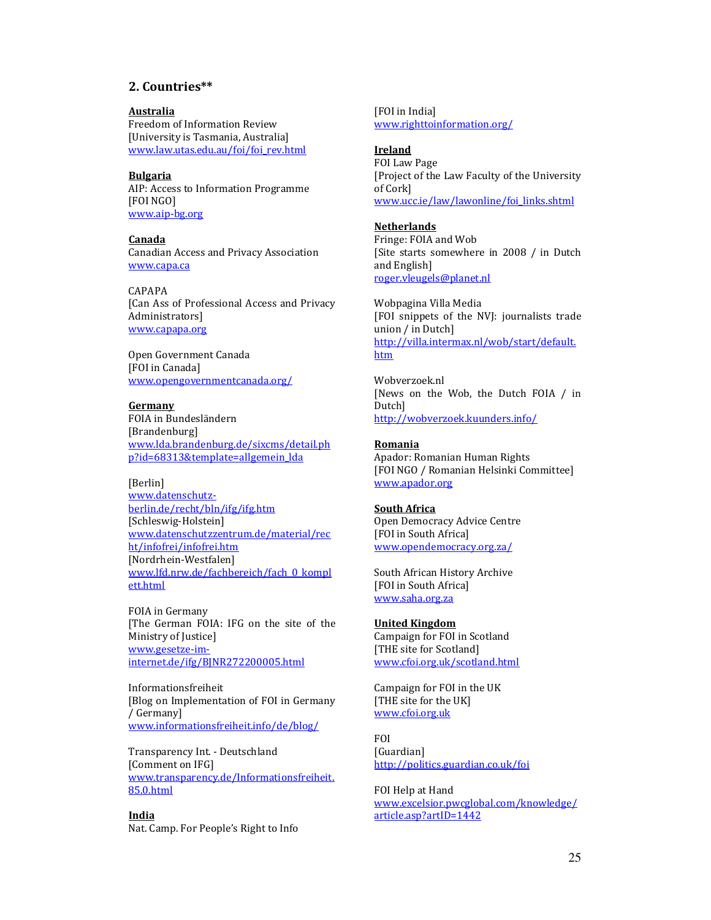## 2. Countries**

**Australia**
Freedom of Information Review
[University is Tasmania, Australia]
www.law.utas.edu.au/foi/foi_rev.html

**Bulgaria**
AIP: Access to Information Programme
[FOI NGO]
www.aip-bg.org

**Canada**
Canadian Access and Privacy Association
www.capa.ca

CAPAPA
[Can Ass of Professional Access and Privacy Administrators]
www.capapa.org

Open Government Canada
[FOI in Canada]
www.opengovernmentcanada.org/

**Germany**
FOIA in Bundesländern
[Brandenburg]
www.lda.brandenburg.de/sixcms/detail.php?id=68313&template=allgemein_lda

[Berlin]
www.datenschutz-berlin.de/recht/bln/ifg/ifg.htm
[Schleswig-Holstein]
www.datenschutzzentrum.de/material/recht/infofrei/infofrei.htm
[Nordrhein-Westfalen]
www.lfd.nrw.de/fachbereich/fach_0_komplett.html

FOIA in Germany
[The German FOIA: IFG on the site of the Ministry of Justice]
www.gesetze-im-internet.de/ifg/BJNR272200005.html

Informationsfreiheit
[Blog on Implementation of FOI in Germany / Germany]
www.informationsfreiheit.info/de/blog/

Transparency Int. - Deutschland
[Comment on IFG]
www.transparency.de/Informationsfreiheit.85.0.html

**India**
Nat. Camp. For People's Right to Info
[FOI in India]
www.righttoinformation.org/

**Ireland**
FOI Law Page
[Project of the Law Faculty of the University of Cork]
www.ucc.ie/law/lawonline/foi_links.shtml

**Netherlands**
Fringe: FOIA and Wob
[Site starts somewhere in 2008 / in Dutch and English]
roger.vleugels@planet.nl

Wobpagina Villa Media
[FOI snippets of the NVJ: journalists trade union / in Dutch]
http://villa.intermax.nl/wob/start/default.htm

Wobverzoek.nl
[News on the Wob, the Dutch FOIA / in Dutch]
http://wobverzoek.kuunders.info/

**Romania**
Apador: Romanian Human Rights
[FOI NGO / Romanian Helsinki Committee]
www.apador.org

**South Africa**
Open Democracy Advice Centre
[FOI in South Africa]
www.opendemocracy.org.za/

South African History Archive
[FOI in South Africa]
www.saha.org.za

**United Kingdom**
Campaign for FOI in Scotland
[THE site for Scotland]
www.cfoi.org.uk/scotland.html

Campaign for FOI in the UK
[THE site for the UK]
www.cfoi.org.uk

FOI
[Guardian]
http://politics.guardian.co.uk/foi

FOI Help at Hand
www.excelsior.pwcglobal.com/knowledge/article.asp?artID=1442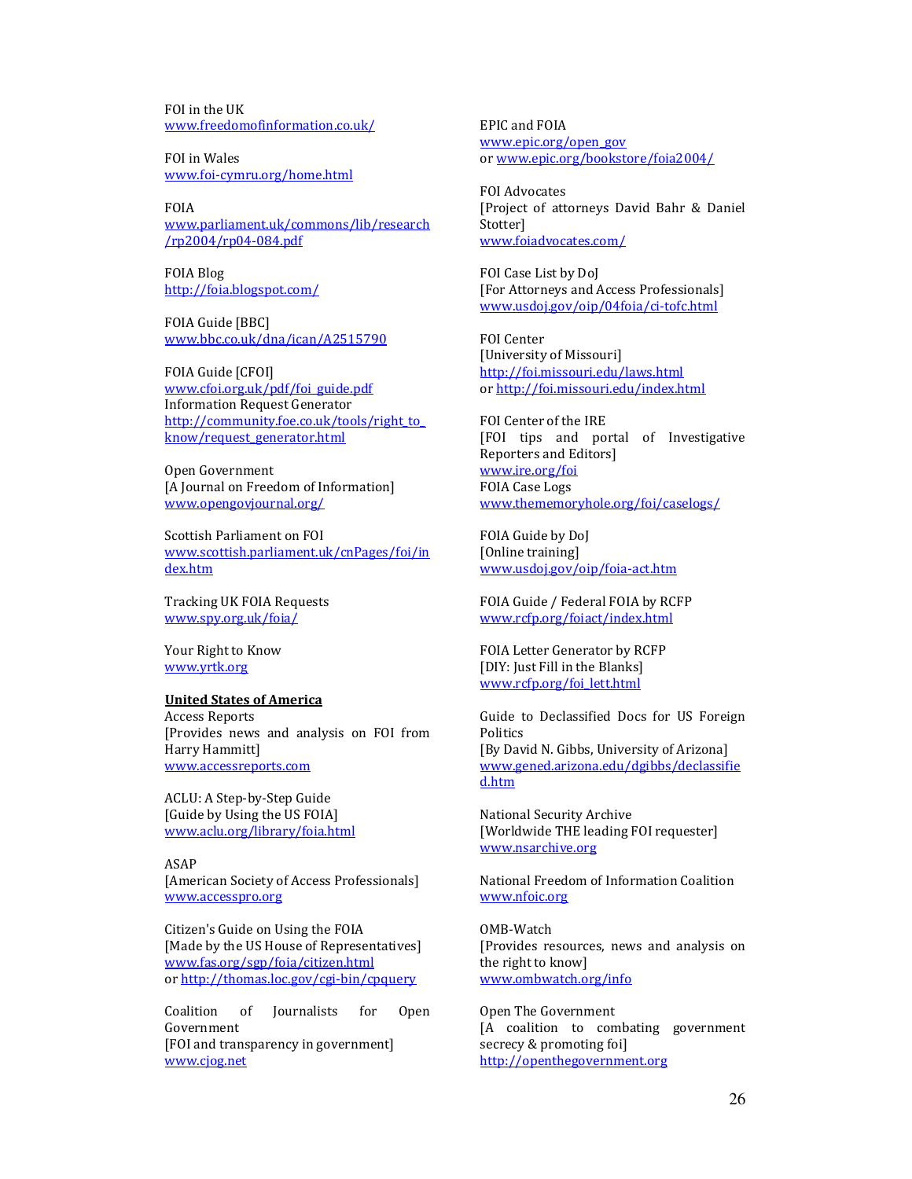FOI in the UK
www.freedomofinformation.co.uk/

FOI in Wales
www.foi-cymru.org/home.html

FOIA
www.parliament.uk/commons/lib/research/rp2004/rp04-084.pdf

FOIA Blog
http://foia.blogspot.com/

FOIA Guide [BBC]
www.bbc.co.uk/dna/ican/A2515790

FOIA Guide [CFOI]
www.cfoi.org.uk/pdf/foi_guide.pdf
Information Request Generator
http://community.foe.co.uk/tools/right_to_know/request_generator.html

Open Government
[A Journal on Freedom of Information]
www.opengovjournal.org/

Scottish Parliament on FOI
www.scottish.parliament.uk/cnPages/foi/index.htm

Tracking UK FOIA Requests
www.spy.org.uk/foia/

Your Right to Know
www.yrtk.org

**United States of America**

Access Reports
[Provides news and analysis on FOI from Harry Hammitt]
www.accessreports.com

ACLU: A Step-by-Step Guide
[Guide by Using the US FOIA]
www.aclu.org/library/foia.html

ASAP
[American Society of Access Professionals]
www.accesspro.org

Citizen's Guide on Using the FOIA
[Made by the US House of Representatives]
www.fas.org/sgp/foia/citizen.html
or http://thomas.loc.gov/cgi-bin/cpquery

Coalition of Journalists for Open Government
[FOI and transparency in government]
www.cjog.net

EPIC and FOIA
www.epic.org/open_gov
or www.epic.org/bookstore/foia2004/

FOI Advocates
[Project of attorneys David Bahr & Daniel Stotter]
www.foiadvocates.com/

FOI Case List by DoJ
[For Attorneys and Access Professionals]
www.usdoj.gov/oip/04foia/ci-tofc.html

FOI Center
[University of Missouri]
http://foi.missouri.edu/laws.html
or http://foi.missouri.edu/index.html

FOI Center of the IRE
[FOI tips and portal of Investigative Reporters and Editors]
www.ire.org/foi
FOIA Case Logs
www.thememoryhole.org/foi/caselogs/

FOIA Guide by DoJ
[Online training]
www.usdoj.gov/oip/foia-act.htm

FOIA Guide / Federal FOIA by RCFP
www.rcfp.org/foiact/index.html

FOIA Letter Generator by RCFP
[DIY: Just Fill in the Blanks]
www.rcfp.org/foi_lett.html

Guide to Declassified Docs for US Foreign Politics
[By David N. Gibbs, University of Arizona]
www.gened.arizona.edu/dgibbs/declassified.htm

National Security Archive
[Worldwide THE leading FOI requester]
www.nsarchive.org

National Freedom of Information Coalition
www.nfoic.org

OMB-Watch
[Provides resources, news and analysis on the right to know]
www.ombwatch.org/info

Open The Government
[A coalition to combating government secrecy & promoting foi]
http://openthegovernment.org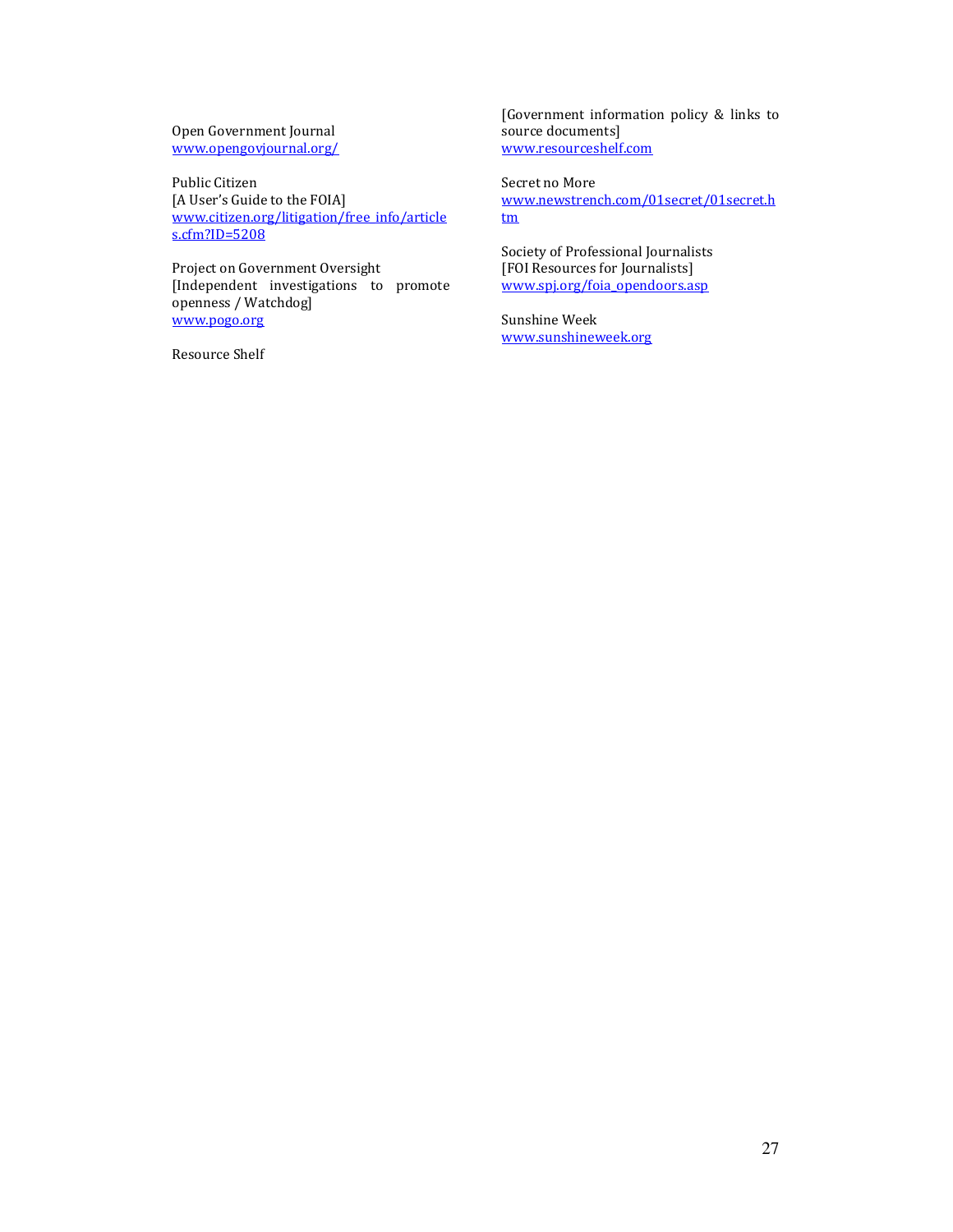Open Government Journal
www.opengovjournal.org/

Public Citizen
[A User's Guide to the FOIA]
www.citizen.org/litigation/free_info/articles.cfm?ID=5208

Project on Government Oversight
[Independent investigations to promote openness / Watchdog]
www.pogo.org

Resource Shelf
[Government information policy & links to source documents]
www.resourceshelf.com

Secret no More
www.newstrench.com/01secret/01secret.htm

Society of Professional Journalists
[FOI Resources for Journalists]
www.spj.org/foia_opendoors.asp

Sunshine Week
www.sunshineweek.org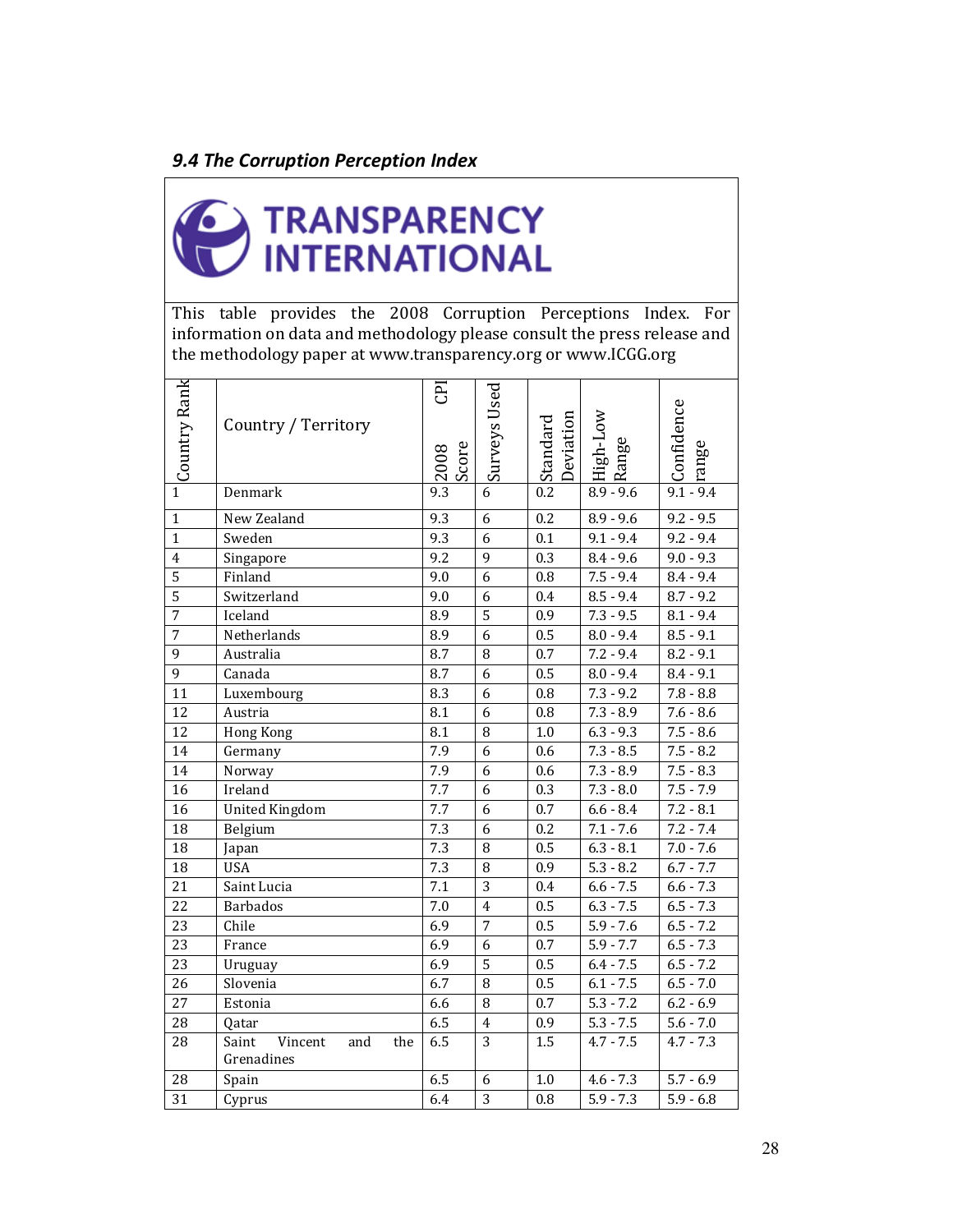## *9.4 The Corruption Perception Index*

TRANSPARENCY INTERNATIONAL

This table provides the 2008 Corruption Perceptions Index. For information on data and methodology please consult the press release and the methodology paper at www.transparency.org or www.ICGG.org

| Country Rank | Country / Territory | CPI 2008 Score | Surveys Used | Standard Deviation | High-Low Range | Confidence range |
|---|---|---|---|---|---|---|
| 1 | Denmark | 9.3 | 6 | 0.2 | 8.9 - 9.6 | 9.1 - 9.4 |
| 1 | New Zealand | 9.3 | 6 | 0.2 | 8.9 - 9.6 | 9.2 - 9.5 |
| 1 | Sweden | 9.3 | 6 | 0.1 | 9.1 - 9.4 | 9.2 - 9.4 |
| 4 | Singapore | 9.2 | 9 | 0.3 | 8.4 - 9.6 | 9.0 - 9.3 |
| 5 | Finland | 9.0 | 6 | 0.8 | 7.5 - 9.4 | 8.4 - 9.4 |
| 5 | Switzerland | 9.0 | 6 | 0.4 | 8.5 - 9.4 | 8.7 - 9.2 |
| 7 | Iceland | 8.9 | 5 | 0.9 | 7.3 - 9.5 | 8.1 - 9.4 |
| 7 | Netherlands | 8.9 | 6 | 0.5 | 8.0 - 9.4 | 8.5 - 9.1 |
| 9 | Australia | 8.7 | 8 | 0.7 | 7.2 - 9.4 | 8.2 - 9.1 |
| 9 | Canada | 8.7 | 6 | 0.5 | 8.0 - 9.4 | 8.4 - 9.1 |
| 11 | Luxembourg | 8.3 | 6 | 0.8 | 7.3 - 9.2 | 7.8 - 8.8 |
| 12 | Austria | 8.1 | 6 | 0.8 | 7.3 - 8.9 | 7.6 - 8.6 |
| 12 | Hong Kong | 8.1 | 8 | 1.0 | 6.3 - 9.3 | 7.5 - 8.6 |
| 14 | Germany | 7.9 | 6 | 0.6 | 7.3 - 8.5 | 7.5 - 8.2 |
| 14 | Norway | 7.9 | 6 | 0.6 | 7.3 - 8.9 | 7.5 - 8.3 |
| 16 | Ireland | 7.7 | 6 | 0.3 | 7.3 - 8.0 | 7.5 - 7.9 |
| 16 | United Kingdom | 7.7 | 6 | 0.7 | 6.6 - 8.4 | 7.2 - 8.1 |
| 18 | Belgium | 7.3 | 6 | 0.2 | 7.1 - 7.6 | 7.2 - 7.4 |
| 18 | Japan | 7.3 | 8 | 0.5 | 6.3 - 8.1 | 7.0 - 7.6 |
| 18 | USA | 7.3 | 8 | 0.9 | 5.3 - 8.2 | 6.7 - 7.7 |
| 21 | Saint Lucia | 7.1 | 3 | 0.4 | 6.6 - 7.5 | 6.6 - 7.3 |
| 22 | Barbados | 7.0 | 4 | 0.5 | 6.3 - 7.5 | 6.5 - 7.3 |
| 23 | Chile | 6.9 | 7 | 0.5 | 5.9 - 7.6 | 6.5 - 7.2 |
| 23 | France | 6.9 | 6 | 0.7 | 5.9 - 7.7 | 6.5 - 7.3 |
| 23 | Uruguay | 6.9 | 5 | 0.5 | 6.4 - 7.5 | 6.5 - 7.2 |
| 26 | Slovenia | 6.7 | 8 | 0.5 | 6.1 - 7.5 | 6.5 - 7.0 |
| 27 | Estonia | 6.6 | 8 | 0.7 | 5.3 - 7.2 | 6.2 - 6.9 |
| 28 | Qatar | 6.5 | 4 | 0.9 | 5.3 - 7.5 | 5.6 - 7.0 |
| 28 | Saint Vincent and the Grenadines | 6.5 | 3 | 1.5 | 4.7 - 7.5 | 4.7 - 7.3 |
| 28 | Spain | 6.5 | 6 | 1.0 | 4.6 - 7.3 | 5.7 - 6.9 |
| 31 | Cyprus | 6.4 | 3 | 0.8 | 5.9 - 7.3 | 5.9 - 6.8 |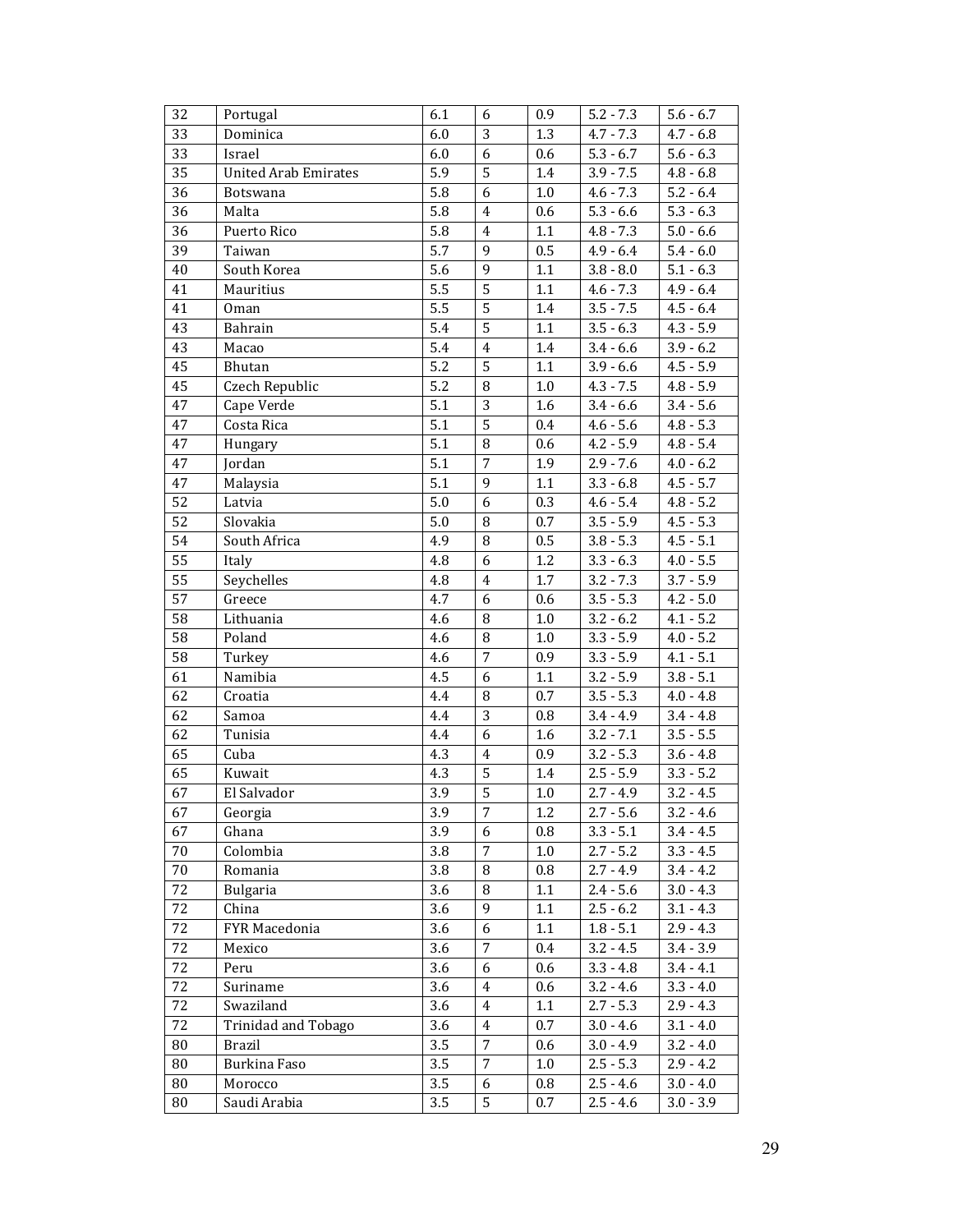| 32 | Portugal | 6.1 | 6 | 0.9 | 5.2 - 7.3 | 5.6 - 6.7 |
|---|---|---|---|---|---|---|
| 33 | Dominica | 6.0 | 3 | 1.3 | 4.7 - 7.3 | 4.7 - 6.8 |
| 33 | Israel | 6.0 | 6 | 0.6 | 5.3 - 6.7 | 5.6 - 6.3 |
| 35 | United Arab Emirates | 5.9 | 5 | 1.4 | 3.9 - 7.5 | 4.8 - 6.8 |
| 36 | Botswana | 5.8 | 6 | 1.0 | 4.6 - 7.3 | 5.2 - 6.4 |
| 36 | Malta | 5.8 | 4 | 0.6 | 5.3 - 6.6 | 5.3 - 6.3 |
| 36 | Puerto Rico | 5.8 | 4 | 1.1 | 4.8 - 7.3 | 5.0 - 6.6 |
| 39 | Taiwan | 5.7 | 9 | 0.5 | 4.9 - 6.4 | 5.4 - 6.0 |
| 40 | South Korea | 5.6 | 9 | 1.1 | 3.8 - 8.0 | 5.1 - 6.3 |
| 41 | Mauritius | 5.5 | 5 | 1.1 | 4.6 - 7.3 | 4.9 - 6.4 |
| 41 | Oman | 5.5 | 5 | 1.4 | 3.5 - 7.5 | 4.5 - 6.4 |
| 43 | Bahrain | 5.4 | 5 | 1.1 | 3.5 - 6.3 | 4.3 - 5.9 |
| 43 | Macao | 5.4 | 4 | 1.4 | 3.4 - 6.6 | 3.9 - 6.2 |
| 45 | Bhutan | 5.2 | 5 | 1.1 | 3.9 - 6.6 | 4.5 - 5.9 |
| 45 | Czech Republic | 5.2 | 8 | 1.0 | 4.3 - 7.5 | 4.8 - 5.9 |
| 47 | Cape Verde | 5.1 | 3 | 1.6 | 3.4 - 6.6 | 3.4 - 5.6 |
| 47 | Costa Rica | 5.1 | 5 | 0.4 | 4.6 - 5.6 | 4.8 - 5.3 |
| 47 | Hungary | 5.1 | 8 | 0.6 | 4.2 - 5.9 | 4.8 - 5.4 |
| 47 | Jordan | 5.1 | 7 | 1.9 | 2.9 - 7.6 | 4.0 - 6.2 |
| 47 | Malaysia | 5.1 | 9 | 1.1 | 3.3 - 6.8 | 4.5 - 5.7 |
| 52 | Latvia | 5.0 | 6 | 0.3 | 4.6 - 5.4 | 4.8 - 5.2 |
| 52 | Slovakia | 5.0 | 8 | 0.7 | 3.5 - 5.9 | 4.5 - 5.3 |
| 54 | South Africa | 4.9 | 8 | 0.5 | 3.8 - 5.3 | 4.5 - 5.1 |
| 55 | Italy | 4.8 | 6 | 1.2 | 3.3 - 6.3 | 4.0 - 5.5 |
| 55 | Seychelles | 4.8 | 4 | 1.7 | 3.2 - 7.3 | 3.7 - 5.9 |
| 57 | Greece | 4.7 | 6 | 0.6 | 3.5 - 5.3 | 4.2 - 5.0 |
| 58 | Lithuania | 4.6 | 8 | 1.0 | 3.2 - 6.2 | 4.1 - 5.2 |
| 58 | Poland | 4.6 | 8 | 1.0 | 3.3 - 5.9 | 4.0 - 5.2 |
| 58 | Turkey | 4.6 | 7 | 0.9 | 3.3 - 5.9 | 4.1 - 5.1 |
| 61 | Namibia | 4.5 | 6 | 1.1 | 3.2 - 5.9 | 3.8 - 5.1 |
| 62 | Croatia | 4.4 | 8 | 0.7 | 3.5 - 5.3 | 4.0 - 4.8 |
| 62 | Samoa | 4.4 | 3 | 0.8 | 3.4 - 4.9 | 3.4 - 4.8 |
| 62 | Tunisia | 4.4 | 6 | 1.6 | 3.2 - 7.1 | 3.5 - 5.5 |
| 65 | Cuba | 4.3 | 4 | 0.9 | 3.2 - 5.3 | 3.6 - 4.8 |
| 65 | Kuwait | 4.3 | 5 | 1.4 | 2.5 - 5.9 | 3.3 - 5.2 |
| 67 | El Salvador | 3.9 | 5 | 1.0 | 2.7 - 4.9 | 3.2 - 4.5 |
| 67 | Georgia | 3.9 | 7 | 1.2 | 2.7 - 5.6 | 3.2 - 4.6 |
| 67 | Ghana | 3.9 | 6 | 0.8 | 3.3 - 5.1 | 3.4 - 4.5 |
| 70 | Colombia | 3.8 | 7 | 1.0 | 2.7 - 5.2 | 3.3 - 4.5 |
| 70 | Romania | 3.8 | 8 | 0.8 | 2.7 - 4.9 | 3.4 - 4.2 |
| 72 | Bulgaria | 3.6 | 8 | 1.1 | 2.4 - 5.6 | 3.0 - 4.3 |
| 72 | China | 3.6 | 9 | 1.1 | 2.5 - 6.2 | 3.1 - 4.3 |
| 72 | FYR Macedonia | 3.6 | 6 | 1.1 | 1.8 - 5.1 | 2.9 - 4.3 |
| 72 | Mexico | 3.6 | 7 | 0.4 | 3.2 - 4.5 | 3.4 - 3.9 |
| 72 | Peru | 3.6 | 6 | 0.6 | 3.3 - 4.8 | 3.4 - 4.1 |
| 72 | Suriname | 3.6 | 4 | 0.6 | 3.2 - 4.6 | 3.3 - 4.0 |
| 72 | Swaziland | 3.6 | 4 | 1.1 | 2.7 - 5.3 | 2.9 - 4.3 |
| 72 | Trinidad and Tobago | 3.6 | 4 | 0.7 | 3.0 - 4.6 | 3.1 - 4.0 |
| 80 | Brazil | 3.5 | 7 | 0.6 | 3.0 - 4.9 | 3.2 - 4.0 |
| 80 | Burkina Faso | 3.5 | 7 | 1.0 | 2.5 - 5.3 | 2.9 - 4.2 |
| 80 | Morocco | 3.5 | 6 | 0.8 | 2.5 - 4.6 | 3.0 - 4.0 |
| 80 | Saudi Arabia | 3.5 | 5 | 0.7 | 2.5 - 4.6 | 3.0 - 3.9 |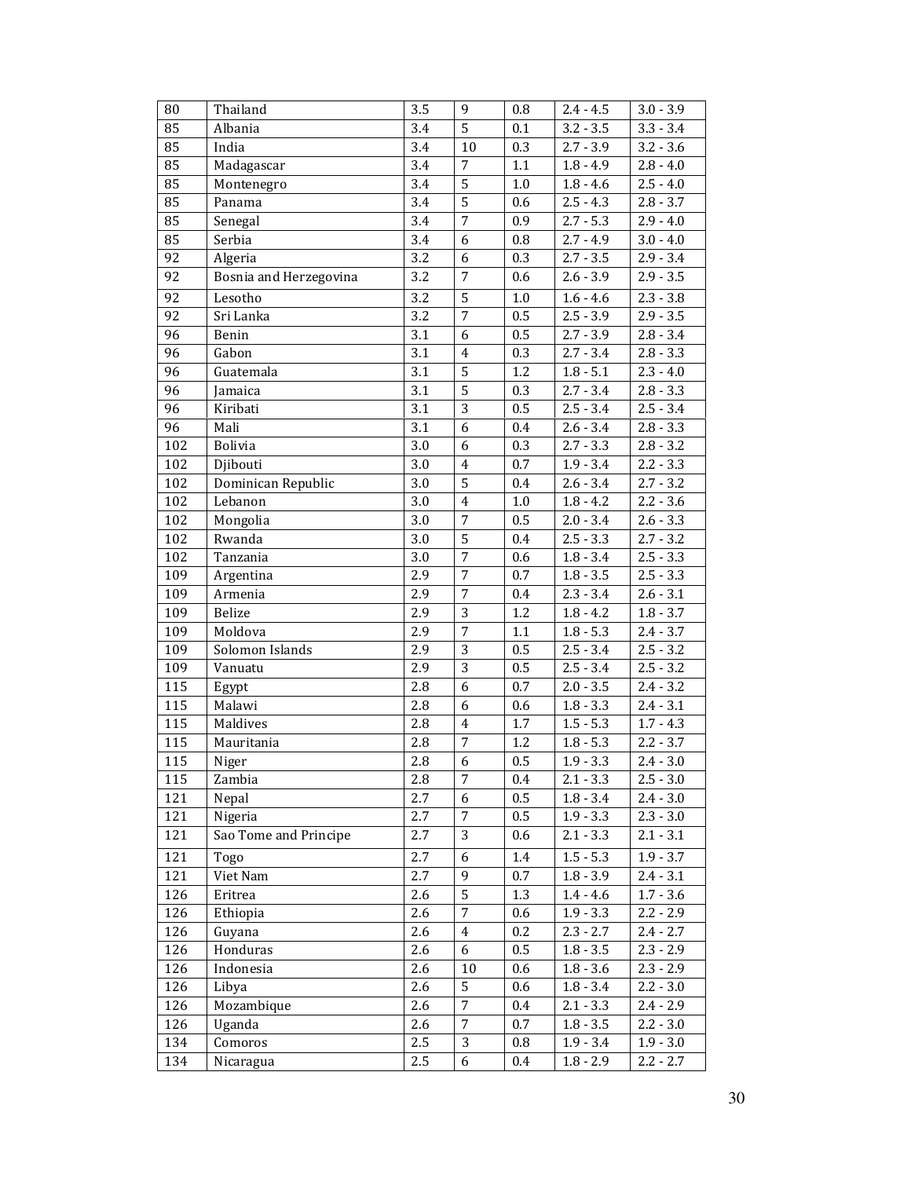| | | | | | | |
|---|---|---|---|---|---|---|
| 80 | Thailand | 3.5 | 9 | 0.8 | 2.4 - 4.5 | 3.0 - 3.9 |
| 85 | Albania | 3.4 | 5 | 0.1 | 3.2 - 3.5 | 3.3 - 3.4 |
| 85 | India | 3.4 | 10 | 0.3 | 2.7 - 3.9 | 3.2 - 3.6 |
| 85 | Madagascar | 3.4 | 7 | 1.1 | 1.8 - 4.9 | 2.8 - 4.0 |
| 85 | Montenegro | 3.4 | 5 | 1.0 | 1.8 - 4.6 | 2.5 - 4.0 |
| 85 | Panama | 3.4 | 5 | 0.6 | 2.5 - 4.3 | 2.8 - 3.7 |
| 85 | Senegal | 3.4 | 7 | 0.9 | 2.7 - 5.3 | 2.9 - 4.0 |
| 85 | Serbia | 3.4 | 6 | 0.8 | 2.7 - 4.9 | 3.0 - 4.0 |
| 92 | Algeria | 3.2 | 6 | 0.3 | 2.7 - 3.5 | 2.9 - 3.4 |
| 92 | Bosnia and Herzegovina | 3.2 | 7 | 0.6 | 2.6 - 3.9 | 2.9 - 3.5 |
| 92 | Lesotho | 3.2 | 5 | 1.0 | 1.6 - 4.6 | 2.3 - 3.8 |
| 92 | Sri Lanka | 3.2 | 7 | 0.5 | 2.5 - 3.9 | 2.9 - 3.5 |
| 96 | Benin | 3.1 | 6 | 0.5 | 2.7 - 3.9 | 2.8 - 3.4 |
| 96 | Gabon | 3.1 | 4 | 0.3 | 2.7 - 3.4 | 2.8 - 3.3 |
| 96 | Guatemala | 3.1 | 5 | 1.2 | 1.8 - 5.1 | 2.3 - 4.0 |
| 96 | Jamaica | 3.1 | 5 | 0.3 | 2.7 - 3.4 | 2.8 - 3.3 |
| 96 | Kiribati | 3.1 | 3 | 0.5 | 2.5 - 3.4 | 2.5 - 3.4 |
| 96 | Mali | 3.1 | 6 | 0.4 | 2.6 - 3.4 | 2.8 - 3.3 |
| 102 | Bolivia | 3.0 | 6 | 0.3 | 2.7 - 3.3 | 2.8 - 3.2 |
| 102 | Djibouti | 3.0 | 4 | 0.7 | 1.9 - 3.4 | 2.2 - 3.3 |
| 102 | Dominican Republic | 3.0 | 5 | 0.4 | 2.6 - 3.4 | 2.7 - 3.2 |
| 102 | Lebanon | 3.0 | 4 | 1.0 | 1.8 - 4.2 | 2.2 - 3.6 |
| 102 | Mongolia | 3.0 | 7 | 0.5 | 2.0 - 3.4 | 2.6 - 3.3 |
| 102 | Rwanda | 3.0 | 5 | 0.4 | 2.5 - 3.3 | 2.7 - 3.2 |
| 102 | Tanzania | 3.0 | 7 | 0.6 | 1.8 - 3.4 | 2.5 - 3.3 |
| 109 | Argentina | 2.9 | 7 | 0.7 | 1.8 - 3.5 | 2.5 - 3.3 |
| 109 | Armenia | 2.9 | 7 | 0.4 | 2.3 - 3.4 | 2.6 - 3.1 |
| 109 | Belize | 2.9 | 3 | 1.2 | 1.8 - 4.2 | 1.8 - 3.7 |
| 109 | Moldova | 2.9 | 7 | 1.1 | 1.8 - 5.3 | 2.4 - 3.7 |
| 109 | Solomon Islands | 2.9 | 3 | 0.5 | 2.5 - 3.4 | 2.5 - 3.2 |
| 109 | Vanuatu | 2.9 | 3 | 0.5 | 2.5 - 3.4 | 2.5 - 3.2 |
| 115 | Egypt | 2.8 | 6 | 0.7 | 2.0 - 3.5 | 2.4 - 3.2 |
| 115 | Malawi | 2.8 | 6 | 0.6 | 1.8 - 3.3 | 2.4 - 3.1 |
| 115 | Maldives | 2.8 | 4 | 1.7 | 1.5 - 5.3 | 1.7 - 4.3 |
| 115 | Mauritania | 2.8 | 7 | 1.2 | 1.8 - 5.3 | 2.2 - 3.7 |
| 115 | Niger | 2.8 | 6 | 0.5 | 1.9 - 3.3 | 2.4 - 3.0 |
| 115 | Zambia | 2.8 | 7 | 0.4 | 2.1 - 3.3 | 2.5 - 3.0 |
| 121 | Nepal | 2.7 | 6 | 0.5 | 1.8 - 3.4 | 2.4 - 3.0 |
| 121 | Nigeria | 2.7 | 7 | 0.5 | 1.9 - 3.3 | 2.3 - 3.0 |
| 121 | Sao Tome and Principe | 2.7 | 3 | 0.6 | 2.1 - 3.3 | 2.1 - 3.1 |
| 121 | Togo | 2.7 | 6 | 1.4 | 1.5 - 5.3 | 1.9 - 3.7 |
| 121 | Viet Nam | 2.7 | 9 | 0.7 | 1.8 - 3.9 | 2.4 - 3.1 |
| 126 | Eritrea | 2.6 | 5 | 1.3 | 1.4 - 4.6 | 1.7 - 3.6 |
| 126 | Ethiopia | 2.6 | 7 | 0.6 | 1.9 - 3.3 | 2.2 - 2.9 |
| 126 | Guyana | 2.6 | 4 | 0.2 | 2.3 - 2.7 | 2.4 - 2.7 |
| 126 | Honduras | 2.6 | 6 | 0.5 | 1.8 - 3.5 | 2.3 - 2.9 |
| 126 | Indonesia | 2.6 | 10 | 0.6 | 1.8 - 3.6 | 2.3 - 2.9 |
| 126 | Libya | 2.6 | 5 | 0.6 | 1.8 - 3.4 | 2.2 - 3.0 |
| 126 | Mozambique | 2.6 | 7 | 0.4 | 2.1 - 3.3 | 2.4 - 2.9 |
| 126 | Uganda | 2.6 | 7 | 0.7 | 1.8 - 3.5 | 2.2 - 3.0 |
| 134 | Comoros | 2.5 | 3 | 0.8 | 1.9 - 3.4 | 1.9 - 3.0 |
| 134 | Nicaragua | 2.5 | 6 | 0.4 | 1.8 - 2.9 | 2.2 - 2.7 |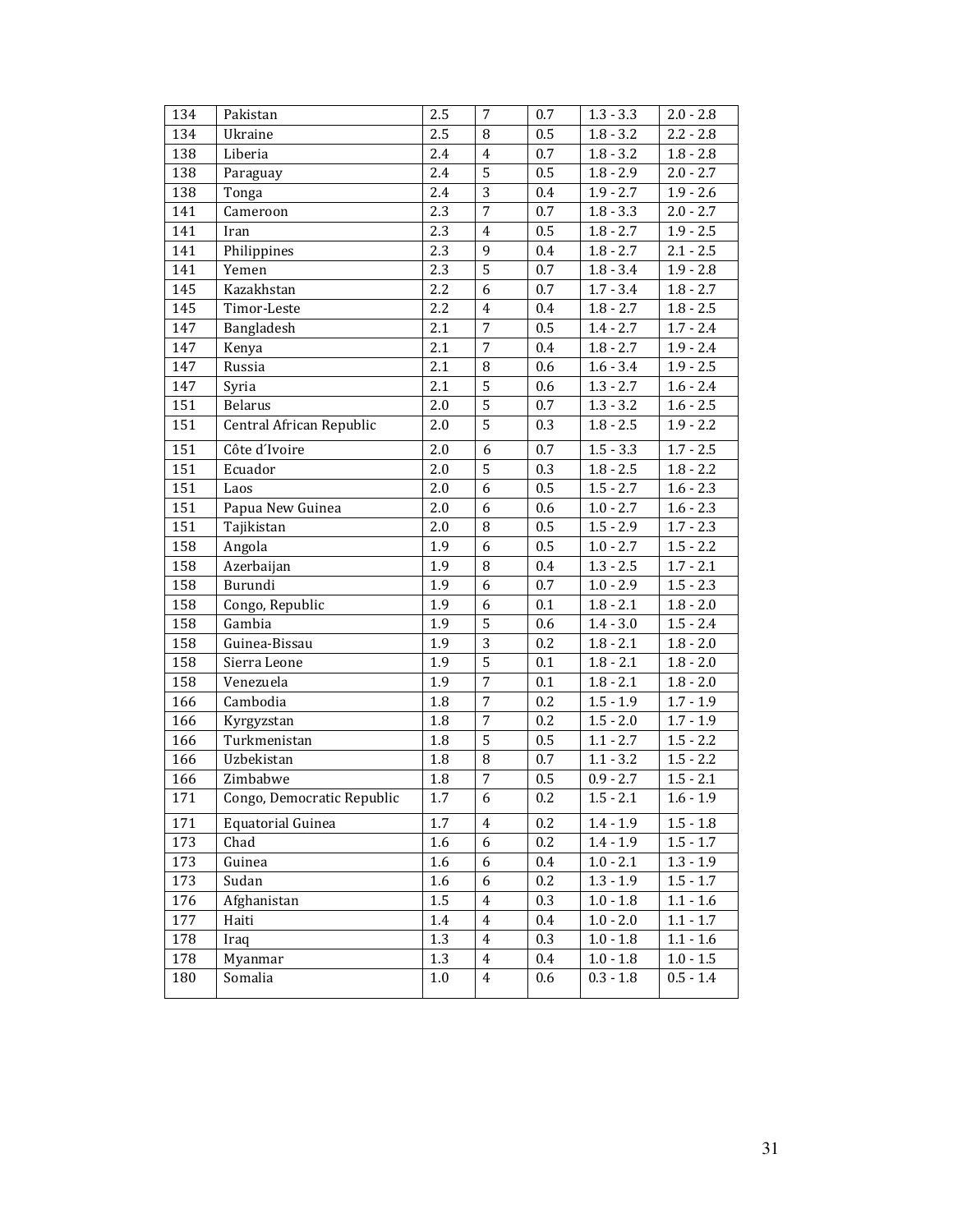| 134 | Pakistan | 2.5 | 7 | 0.7 | 1.3 - 3.3 | 2.0 - 2.8 |
|---|---|---|---|---|---|---|
| 134 | Ukraine | 2.5 | 8 | 0.5 | 1.8 - 3.2 | 2.2 - 2.8 |
| 138 | Liberia | 2.4 | 4 | 0.7 | 1.8 - 3.2 | 1.8 - 2.8 |
| 138 | Paraguay | 2.4 | 5 | 0.5 | 1.8 - 2.9 | 2.0 - 2.7 |
| 138 | Tonga | 2.4 | 3 | 0.4 | 1.9 - 2.7 | 1.9 - 2.6 |
| 141 | Cameroon | 2.3 | 7 | 0.7 | 1.8 - 3.3 | 2.0 - 2.7 |
| 141 | Iran | 2.3 | 4 | 0.5 | 1.8 - 2.7 | 1.9 - 2.5 |
| 141 | Philippines | 2.3 | 9 | 0.4 | 1.8 - 2.7 | 2.1 - 2.5 |
| 141 | Yemen | 2.3 | 5 | 0.7 | 1.8 - 3.4 | 1.9 - 2.8 |
| 145 | Kazakhstan | 2.2 | 6 | 0.7 | 1.7 - 3.4 | 1.8 - 2.7 |
| 145 | Timor-Leste | 2.2 | 4 | 0.4 | 1.8 - 2.7 | 1.8 - 2.5 |
| 147 | Bangladesh | 2.1 | 7 | 0.5 | 1.4 - 2.7 | 1.7 - 2.4 |
| 147 | Kenya | 2.1 | 7 | 0.4 | 1.8 - 2.7 | 1.9 - 2.4 |
| 147 | Russia | 2.1 | 8 | 0.6 | 1.6 - 3.4 | 1.9 - 2.5 |
| 147 | Syria | 2.1 | 5 | 0.6 | 1.3 - 2.7 | 1.6 - 2.4 |
| 151 | Belarus | 2.0 | 5 | 0.7 | 1.3 - 3.2 | 1.6 - 2.5 |
| 151 | Central African Republic | 2.0 | 5 | 0.3 | 1.8 - 2.5 | 1.9 - 2.2 |
| 151 | Côte d´Ivoire | 2.0 | 6 | 0.7 | 1.5 - 3.3 | 1.7 - 2.5 |
| 151 | Ecuador | 2.0 | 5 | 0.3 | 1.8 - 2.5 | 1.8 - 2.2 |
| 151 | Laos | 2.0 | 6 | 0.5 | 1.5 - 2.7 | 1.6 - 2.3 |
| 151 | Papua New Guinea | 2.0 | 6 | 0.6 | 1.0 - 2.7 | 1.6 - 2.3 |
| 151 | Tajikistan | 2.0 | 8 | 0.5 | 1.5 - 2.9 | 1.7 - 2.3 |
| 158 | Angola | 1.9 | 6 | 0.5 | 1.0 - 2.7 | 1.5 - 2.2 |
| 158 | Azerbaijan | 1.9 | 8 | 0.4 | 1.3 - 2.5 | 1.7 - 2.1 |
| 158 | Burundi | 1.9 | 6 | 0.7 | 1.0 - 2.9 | 1.5 - 2.3 |
| 158 | Congo, Republic | 1.9 | 6 | 0.1 | 1.8 - 2.1 | 1.8 - 2.0 |
| 158 | Gambia | 1.9 | 5 | 0.6 | 1.4 - 3.0 | 1.5 - 2.4 |
| 158 | Guinea-Bissau | 1.9 | 3 | 0.2 | 1.8 - 2.1 | 1.8 - 2.0 |
| 158 | Sierra Leone | 1.9 | 5 | 0.1 | 1.8 - 2.1 | 1.8 - 2.0 |
| 158 | Venezuela | 1.9 | 7 | 0.1 | 1.8 - 2.1 | 1.8 - 2.0 |
| 166 | Cambodia | 1.8 | 7 | 0.2 | 1.5 - 1.9 | 1.7 - 1.9 |
| 166 | Kyrgyzstan | 1.8 | 7 | 0.2 | 1.5 - 2.0 | 1.7 - 1.9 |
| 166 | Turkmenistan | 1.8 | 5 | 0.5 | 1.1 - 2.7 | 1.5 - 2.2 |
| 166 | Uzbekistan | 1.8 | 8 | 0.7 | 1.1 - 3.2 | 1.5 - 2.2 |
| 166 | Zimbabwe | 1.8 | 7 | 0.5 | 0.9 - 2.7 | 1.5 - 2.1 |
| 171 | Congo, Democratic Republic | 1.7 | 6 | 0.2 | 1.5 - 2.1 | 1.6 - 1.9 |
| 171 | Equatorial Guinea | 1.7 | 4 | 0.2 | 1.4 - 1.9 | 1.5 - 1.8 |
| 173 | Chad | 1.6 | 6 | 0.2 | 1.4 - 1.9 | 1.5 - 1.7 |
| 173 | Guinea | 1.6 | 6 | 0.4 | 1.0 - 2.1 | 1.3 - 1.9 |
| 173 | Sudan | 1.6 | 6 | 0.2 | 1.3 - 1.9 | 1.5 - 1.7 |
| 176 | Afghanistan | 1.5 | 4 | 0.3 | 1.0 - 1.8 | 1.1 - 1.6 |
| 177 | Haiti | 1.4 | 4 | 0.4 | 1.0 - 2.0 | 1.1 - 1.7 |
| 178 | Iraq | 1.3 | 4 | 0.3 | 1.0 - 1.8 | 1.1 - 1.6 |
| 178 | Myanmar | 1.3 | 4 | 0.4 | 1.0 - 1.8 | 1.0 - 1.5 |
| 180 | Somalia | 1.0 | 4 | 0.6 | 0.3 - 1.8 | 0.5 - 1.4 |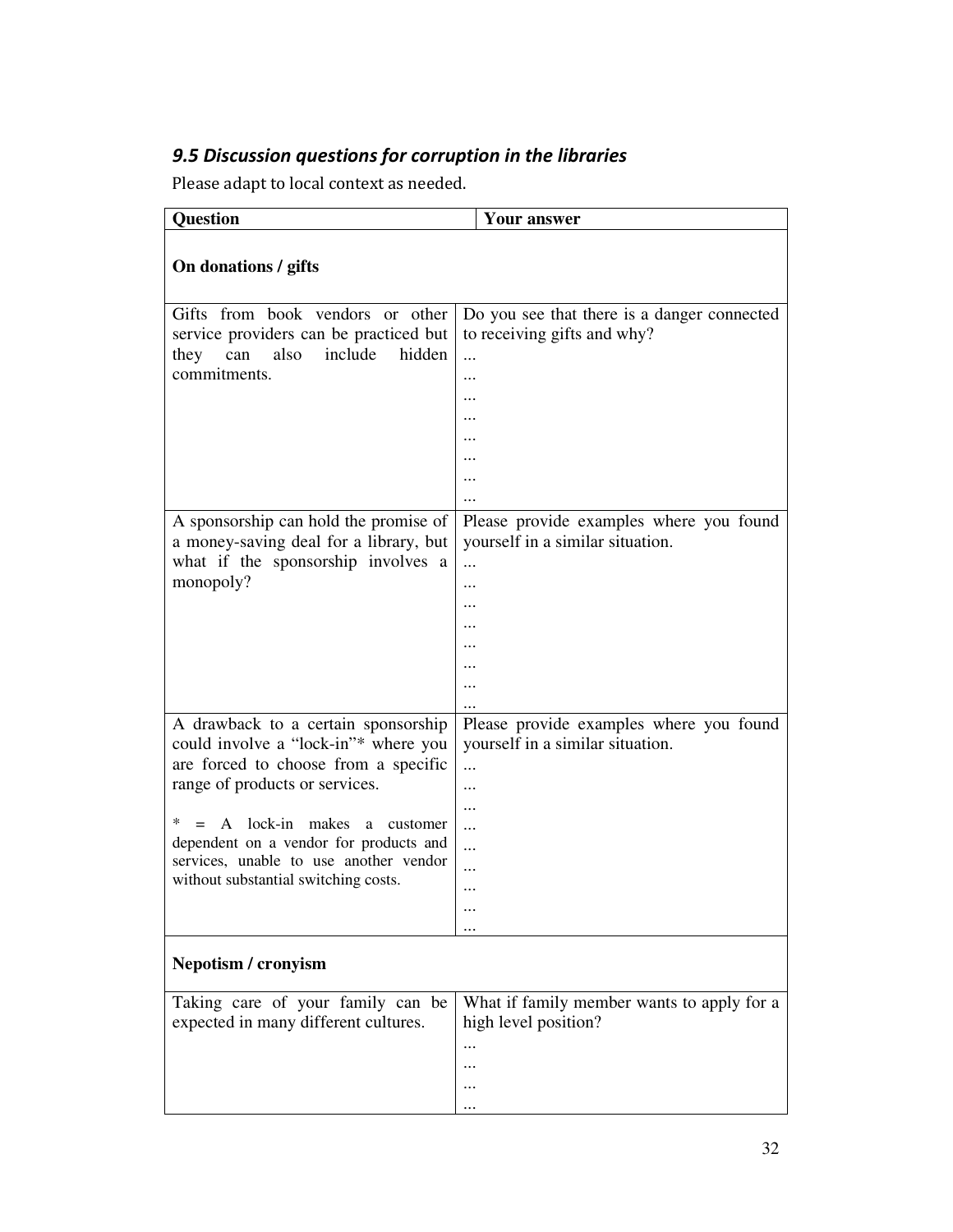### *9.5 Discussion questions for corruption in the libraries*

Please adapt to local context as needed.

| Question | Your answer |
|---|---|
| **On donations / gifts** | |
| Gifts from book vendors or other service providers can be practiced but they can also include hidden commitments. | Do you see that there is a danger connected to receiving gifts and why?<br>...<br>...<br>...<br>...<br>...<br>...<br>...<br>... |
| A sponsorship can hold the promise of a money-saving deal for a library, but what if the sponsorship involves a monopoly? | Please provide examples where you found yourself in a similar situation.<br>...<br>...<br>...<br>...<br>...<br>...<br>...<br>... |
| A drawback to a certain sponsorship could involve a "lock-in"* where you are forced to choose from a specific range of products or services.<br><br>* = A lock-in makes a customer dependent on a vendor for products and services, unable to use another vendor without substantial switching costs. | Please provide examples where you found yourself in a similar situation.<br>...<br>...<br>...<br>...<br>...<br>...<br>...<br>...<br>... |
| **Nepotism / cronyism** | |
| Taking care of your family can be expected in many different cultures. | What if family member wants to apply for a high level position?<br>...<br>...<br>...<br>... |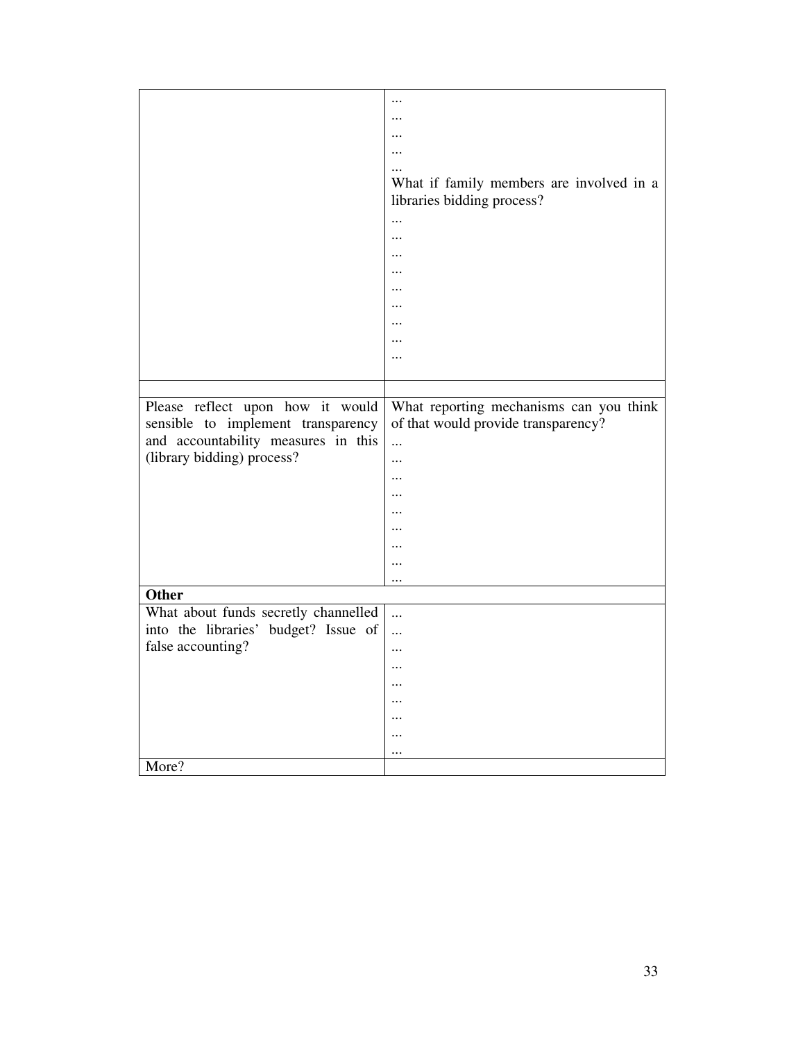| | |
|---|---|
| | ...<br>...<br>...<br>...<br>...<br>What if family members are involved in a libraries bidding process?<br>...<br>...<br>...<br>...<br>...<br>...<br>...<br>...<br>... |
| | |
| Please reflect upon how it would sensible to implement transparency and accountability measures in this (library bidding) process? | What reporting mechanisms can you think of that would provide transparency?<br>...<br>...<br>...<br>...<br>...<br>...<br>...<br>...<br>... |
| **Other** | |
| What about funds secretly channelled into the libraries' budget? Issue of false accounting? | ...<br>...<br>...<br>...<br>...<br>...<br>...<br>...<br>... |
| More? | |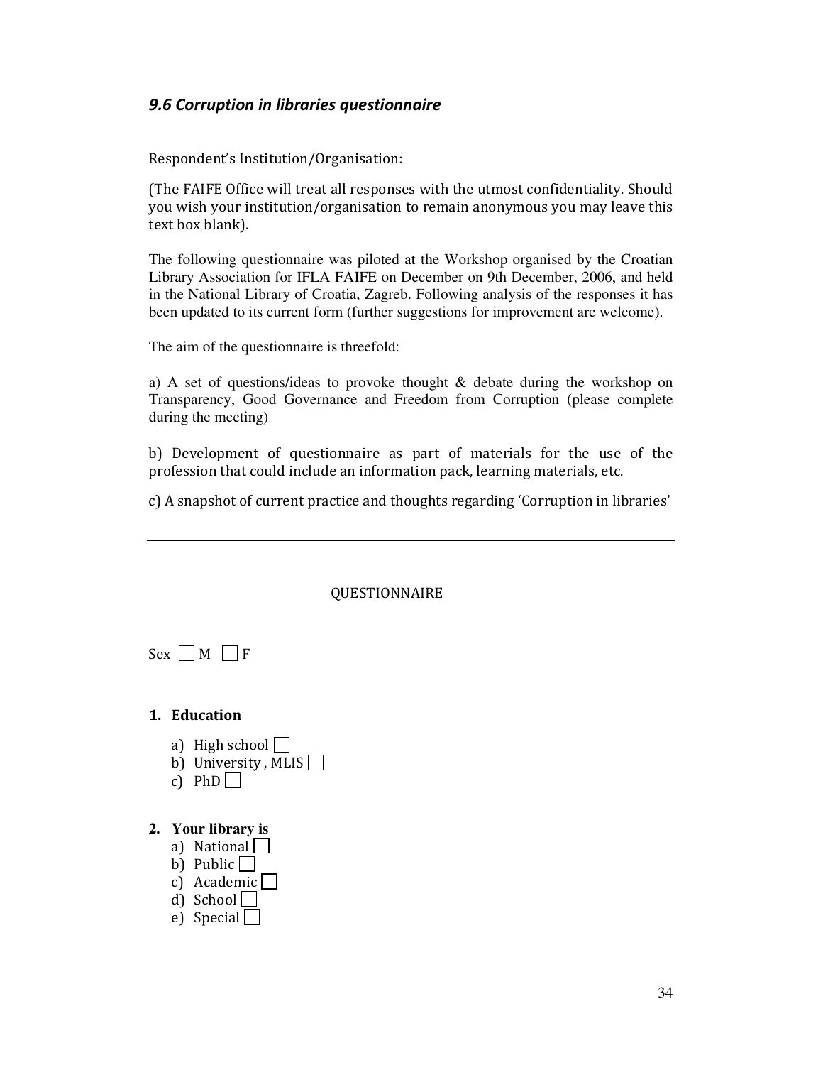### *9.6 Corruption in libraries questionnaire*

Respondent's Institution/Organisation:

(The FAIFE Office will treat all responses with the utmost confidentiality. Should you wish your institution/organisation to remain anonymous you may leave this text box blank).

The following questionnaire was piloted at the Workshop organised by the Croatian Library Association for IFLA FAIFE on December on 9th December, 2006, and held in the National Library of Croatia, Zagreb. Following analysis of the responses it has been updated to its current form (further suggestions for improvement are welcome).

The aim of the questionnaire is threefold:

a) A set of questions/ideas to provoke thought & debate during the workshop on Transparency, Good Governance and Freedom from Corruption (please complete during the meeting)

b) Development of questionnaire as part of materials for the use of the profession that could include an information pack, learning materials, etc.

c) A snapshot of current practice and thoughts regarding 'Corruption in libraries'

---

QUESTIONNAIRE

Sex ☐ M ☐ F

**1. Education**

a) High school ☐
b) University , MLIS ☐
c) PhD ☐

**2. Your library is**

a) National ☐
b) Public ☐
c) Academic ☐
d) School ☐
e) Special ☐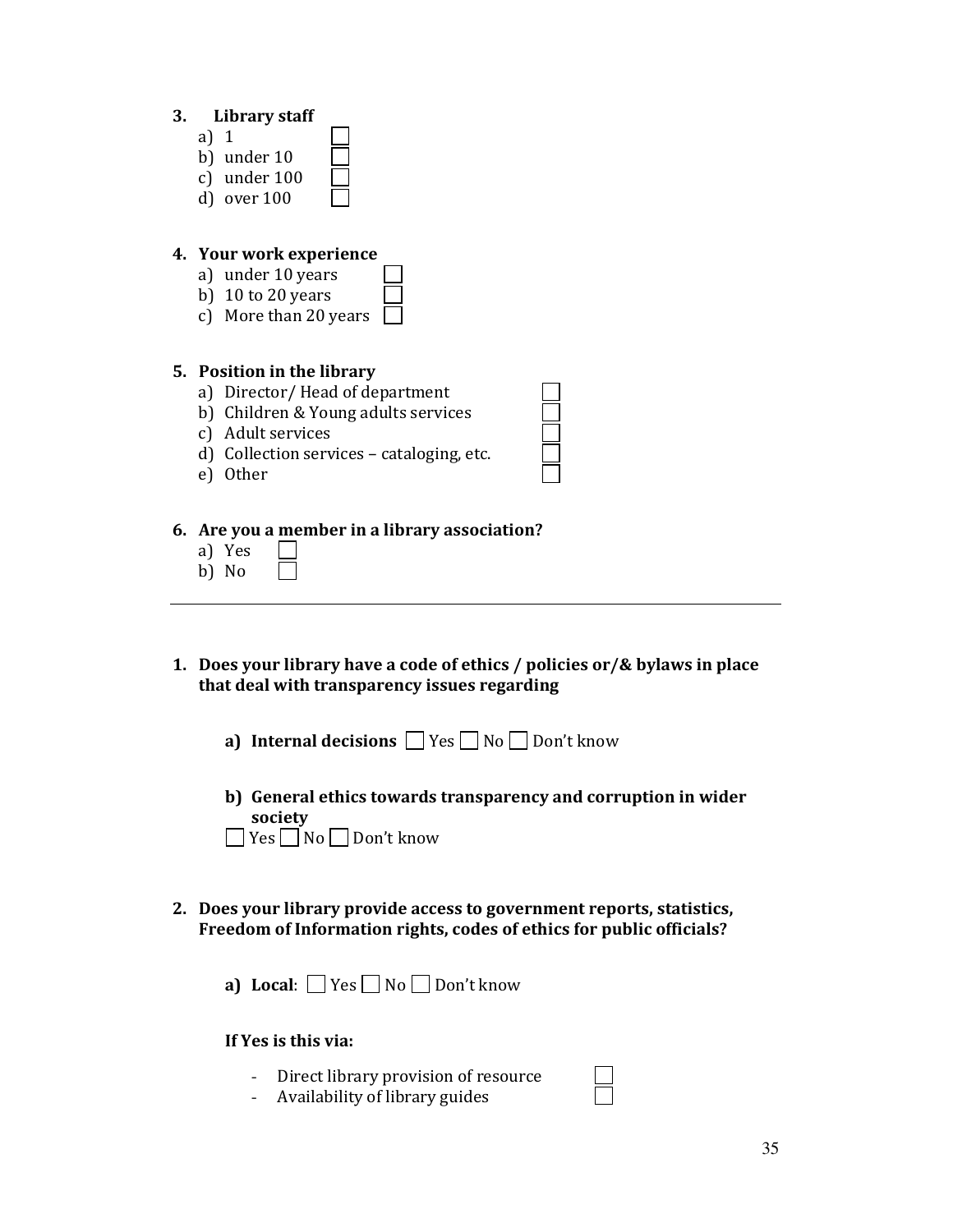3. **Library staff**
   a) 1 ☐
   b) under 10 ☐
   c) under 100 ☐
   d) over 100 ☐

4. **Your work experience**
   a) under 10 years ☐
   b) 10 to 20 years ☐
   c) More than 20 years ☐

5. **Position in the library**
   a) Director/ Head of department ☐
   b) Children & Young adults services ☐
   c) Adult services ☐
   d) Collection services – cataloging, etc. ☐
   e) Other ☐

6. **Are you a member in a library association?**
   a) Yes ☐
   b) No ☐

---

1. **Does your library have a code of ethics / policies or/& bylaws in place that deal with transparency issues regarding**

   a) **Internal decisions** ☐ Yes ☐ No ☐ Don't know

   b) **General ethics towards transparency and corruption in wider society**
   ☐ Yes ☐ No ☐ Don't know

2. **Does your library provide access to government reports, statistics, Freedom of Information rights, codes of ethics for public officials?**

   a) **Local**: ☐ Yes ☐ No ☐ Don't know

   **If Yes is this via:**

   - Direct library provision of resource ☐
   - Availability of library guides ☐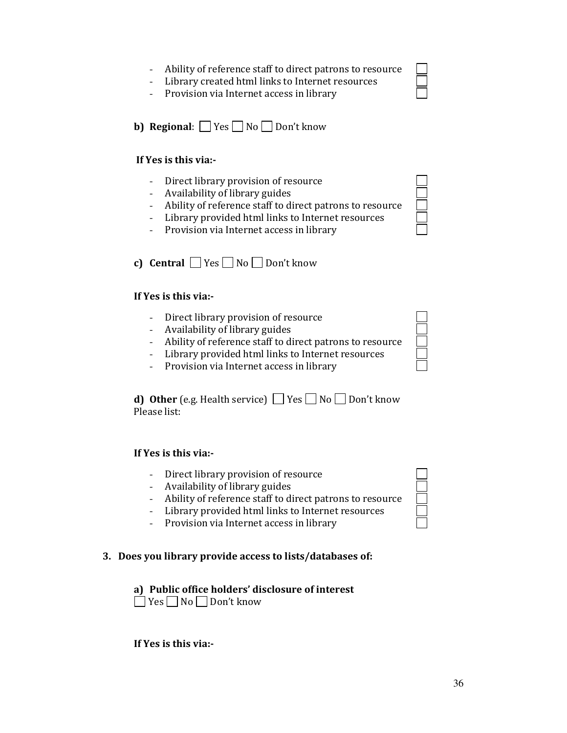- Ability of reference staff to direct patrons to resource ☐
- Library created html links to Internet resources ☐
- Provision via Internet access in library ☐

**b) Regional**: ☐ Yes ☐ No ☐ Don't know

**If Yes is this via:-**

- Direct library provision of resource ☐
- Availability of library guides ☐
- Ability of reference staff to direct patrons to resource ☐
- Library provided html links to Internet resources ☐
- Provision via Internet access in library ☐

**c) Central** ☐ Yes ☐ No ☐ Don't know

**If Yes is this via:-**

- Direct library provision of resource ☐
- Availability of library guides ☐
- Ability of reference staff to direct patrons to resource ☐
- Library provided html links to Internet resources ☐
- Provision via Internet access in library ☐

**d) Other** (e.g. Health service) ☐ Yes ☐ No ☐ Don't know
Please list:

**If Yes is this via:-**

- Direct library provision of resource ☐
- Availability of library guides ☐
- Ability of reference staff to direct patrons to resource ☐
- Library provided html links to Internet resources ☐
- Provision via Internet access in library ☐

**3. Does you library provide access to lists/databases of:**

**a) Public office holders' disclosure of interest**
☐ Yes ☐ No ☐ Don't know

**If Yes is this via:-**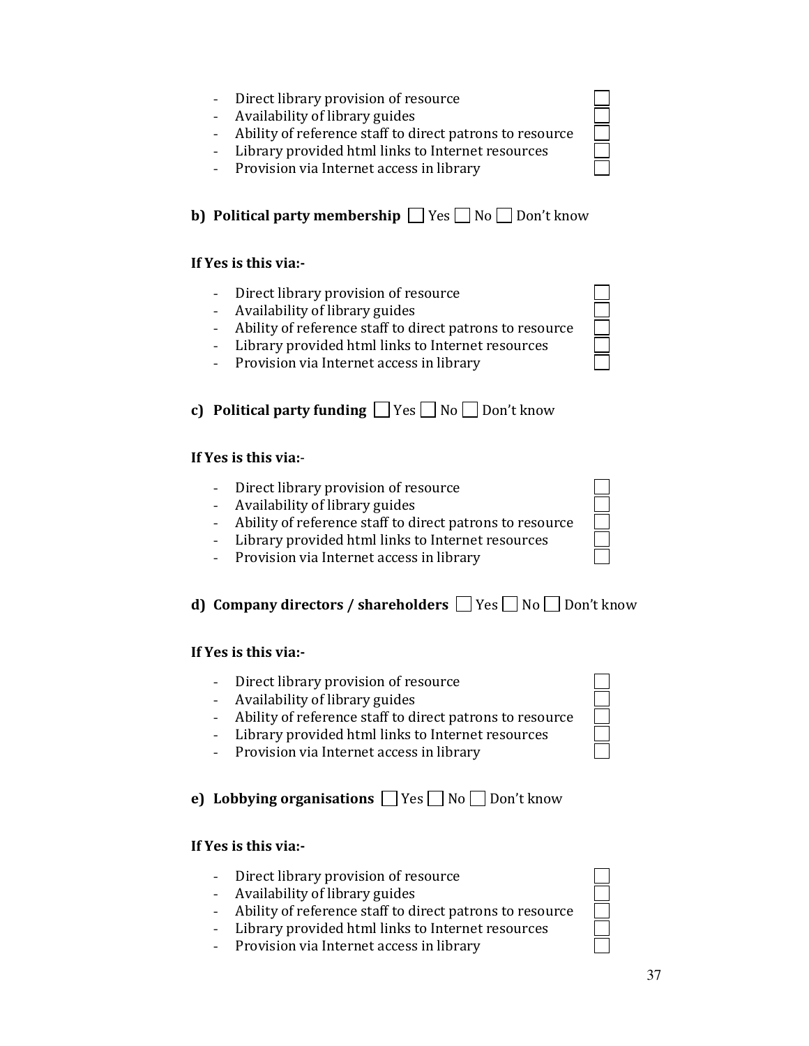- Direct library provision of resource ☐
- Availability of library guides ☐
- Ability of reference staff to direct patrons to resource ☐
- Library provided html links to Internet resources ☐
- Provision via Internet access in library ☐

**b) Political party membership** ☐ Yes ☐ No ☐ Don't know

**If Yes is this via:-**

- Direct library provision of resource ☐
- Availability of library guides ☐
- Ability of reference staff to direct patrons to resource ☐
- Library provided html links to Internet resources ☐
- Provision via Internet access in library ☐

**c) Political party funding** ☐ Yes ☐ No ☐ Don't know

**If Yes is this via:**-

- Direct library provision of resource ☐
- Availability of library guides ☐
- Ability of reference staff to direct patrons to resource ☐
- Library provided html links to Internet resources ☐
- Provision via Internet access in library ☐

**d) Company directors / shareholders** ☐ Yes ☐ No ☐ Don't know

**If Yes is this via:-**

- Direct library provision of resource ☐
- Availability of library guides ☐
- Ability of reference staff to direct patrons to resource ☐
- Library provided html links to Internet resources ☐
- Provision via Internet access in library ☐

**e) Lobbying organisations** ☐ Yes ☐ No ☐ Don't know

**If Yes is this via:-**

- Direct library provision of resource ☐
- Availability of library guides ☐
- Ability of reference staff to direct patrons to resource ☐
- Library provided html links to Internet resources ☐
- Provision via Internet access in library ☐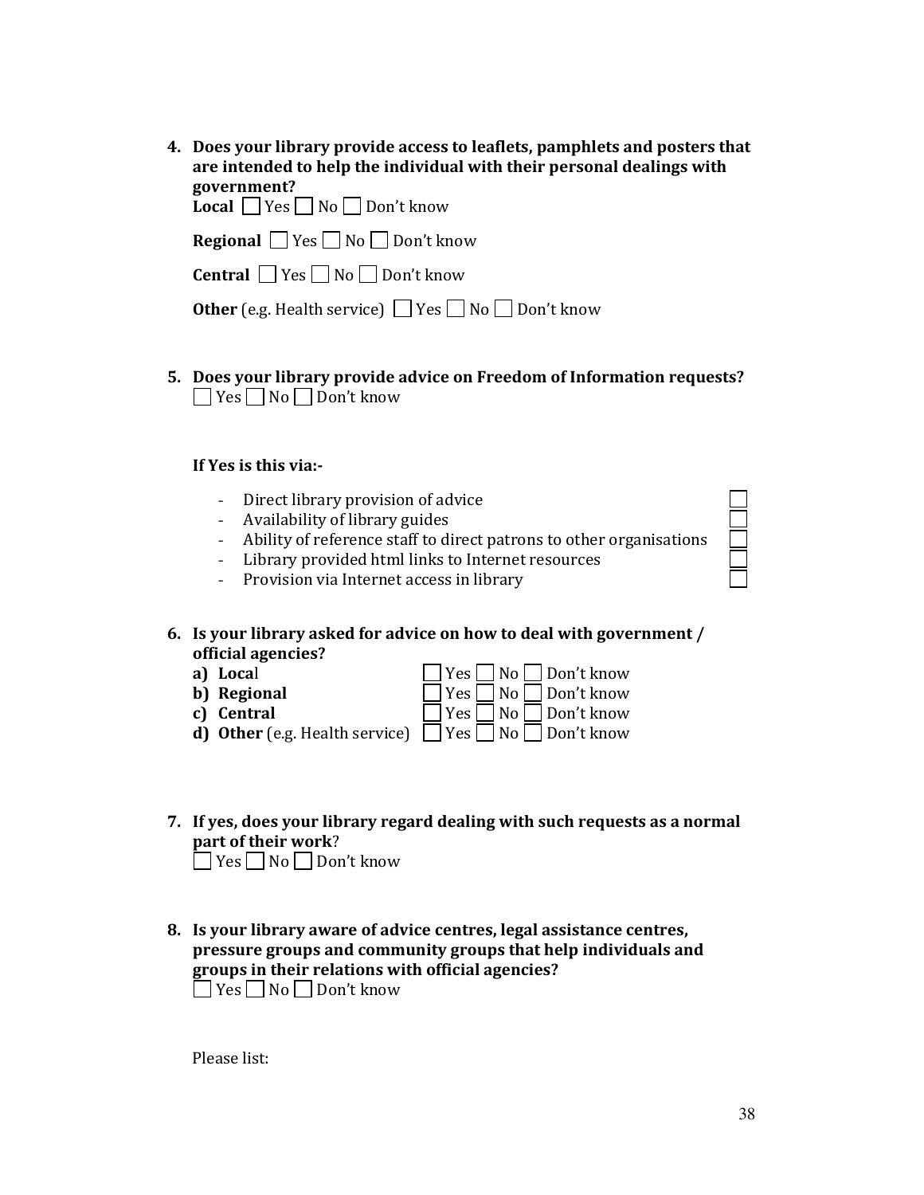4. **Does your library provide access to leaflets, pamphlets and posters that are intended to help the individual with their personal dealings with government?**

   **Local** ☐ Yes ☐ No ☐ Don't know

   **Regional** ☐ Yes ☐ No ☐ Don't know

   **Central** ☐ Yes ☐ No ☐ Don't know

   **Other** (e.g. Health service) ☐ Yes ☐ No ☐ Don't know

5. **Does your library provide advice on Freedom of Information requests?**

   ☐ Yes ☐ No ☐ Don't know

   **If Yes is this via:-**

   - Direct library provision of advice ☐
   - Availability of library guides ☐
   - Ability of reference staff to direct patrons to other organisations ☐
   - Library provided html links to Internet resources ☐
   - Provision via Internet access in library ☐

6. **Is your library asked for advice on how to deal with government / official agencies?**

   **a) Loca**l ☐ Yes ☐ No ☐ Don't know
   **b) Regional** ☐ Yes ☐ No ☐ Don't know
   **c) Central** ☐ Yes ☐ No ☐ Don't know
   **d) Other** (e.g. Health service) ☐ Yes ☐ No ☐ Don't know

7. **If yes, does your library regard dealing with such requests as a normal part of their work**?

   ☐ Yes ☐ No ☐ Don't know

8. **Is your library aware of advice centres, legal assistance centres, pressure groups and community groups that help individuals and groups in their relations with official agencies?**

   ☐ Yes ☐ No ☐ Don't know

   Please list: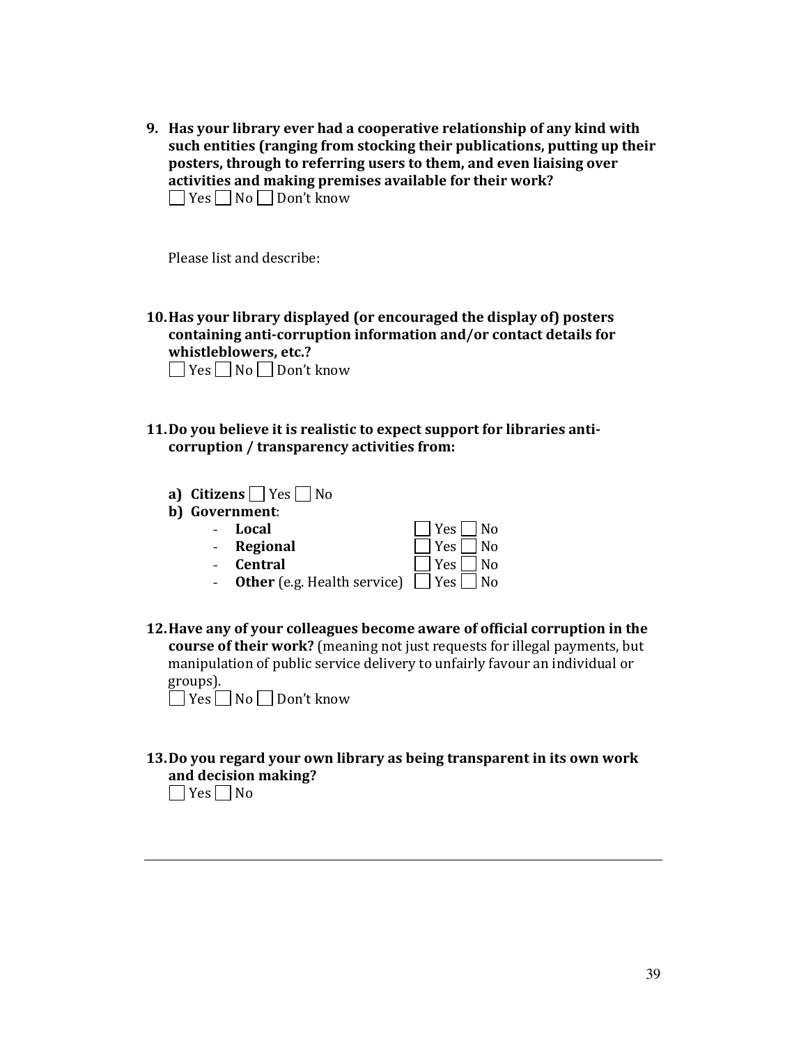9. **Has your library ever had a cooperative relationship of any kind with such entities (ranging from stocking their publications, putting up their posters, through to referring users to them, and even liaising over activities and making premises available for their work?**
   ☐ Yes ☐ No ☐ Don't know

   Please list and describe:

10. **Has your library displayed (or encouraged the display of) posters containing anti-corruption information and/or contact details for whistleblowers, etc.?**
    ☐ Yes ☐ No ☐ Don't know

11. **Do you believe it is realistic to expect support for libraries anti-corruption / transparency activities from:**

    a) **Citizens** ☐ Yes ☐ No
    b) **Government**:
       - **Local** ☐ Yes ☐ No
       - **Regional** ☐ Yes ☐ No
       - **Central** ☐ Yes ☐ No
       - **Other** (e.g. Health service) ☐ Yes ☐ No

12. **Have any of your colleagues become aware of official corruption in the course of their work?** (meaning not just requests for illegal payments, but manipulation of public service delivery to unfairly favour an individual or groups).
    ☐ Yes ☐ No ☐ Don't know

13. **Do you regard your own library as being transparent in its own work and decision making?**
    ☐ Yes ☐ No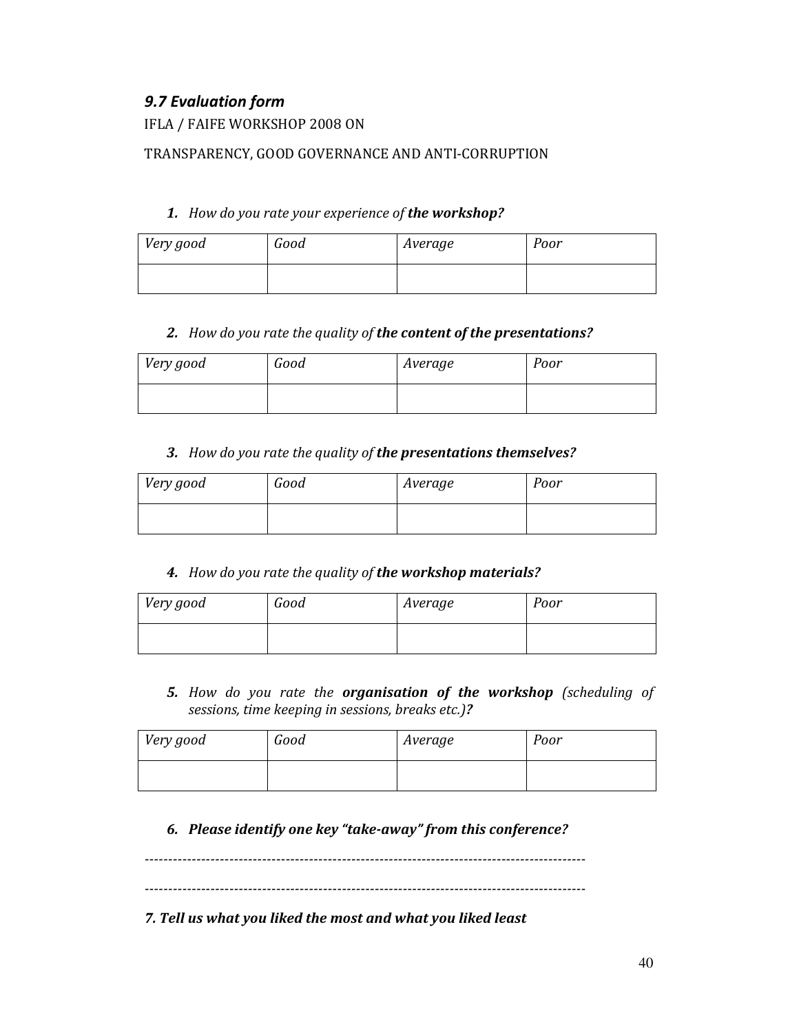### *9.7 Evaluation form*

IFLA / FAIFE WORKSHOP 2008 ON

TRANSPARENCY, GOOD GOVERNANCE AND ANTI-CORRUPTION

1. *How do you rate your experience of **the workshop?***

| *Very good* | *Good* | *Average* | *Poor* |
|---|---|---|---|
| | | | |

2. *How do you rate the quality of **the content of the presentations?***

| *Very good* | *Good* | *Average* | *Poor* |
|---|---|---|---|
| | | | |

3. *How do you rate the quality of **the presentations themselves?***

| *Very good* | *Good* | *Average* | *Poor* |
|---|---|---|---|
| | | | |

4. *How do you rate the quality of **the workshop materials?***

| *Very good* | *Good* | *Average* | *Poor* |
|---|---|---|---|
| | | | |

5. *How do you rate the **organisation of the workshop** (scheduling of sessions, time keeping in sessions, breaks etc.)?*

| *Very good* | *Good* | *Average* | *Poor* |
|---|---|---|---|
| | | | |

6. ***Please identify one key "take-away" from this conference?***

-----------------------------------------------------------------------------------------------

-----------------------------------------------------------------------------------------------

***7. Tell us what you liked the most and what you liked least***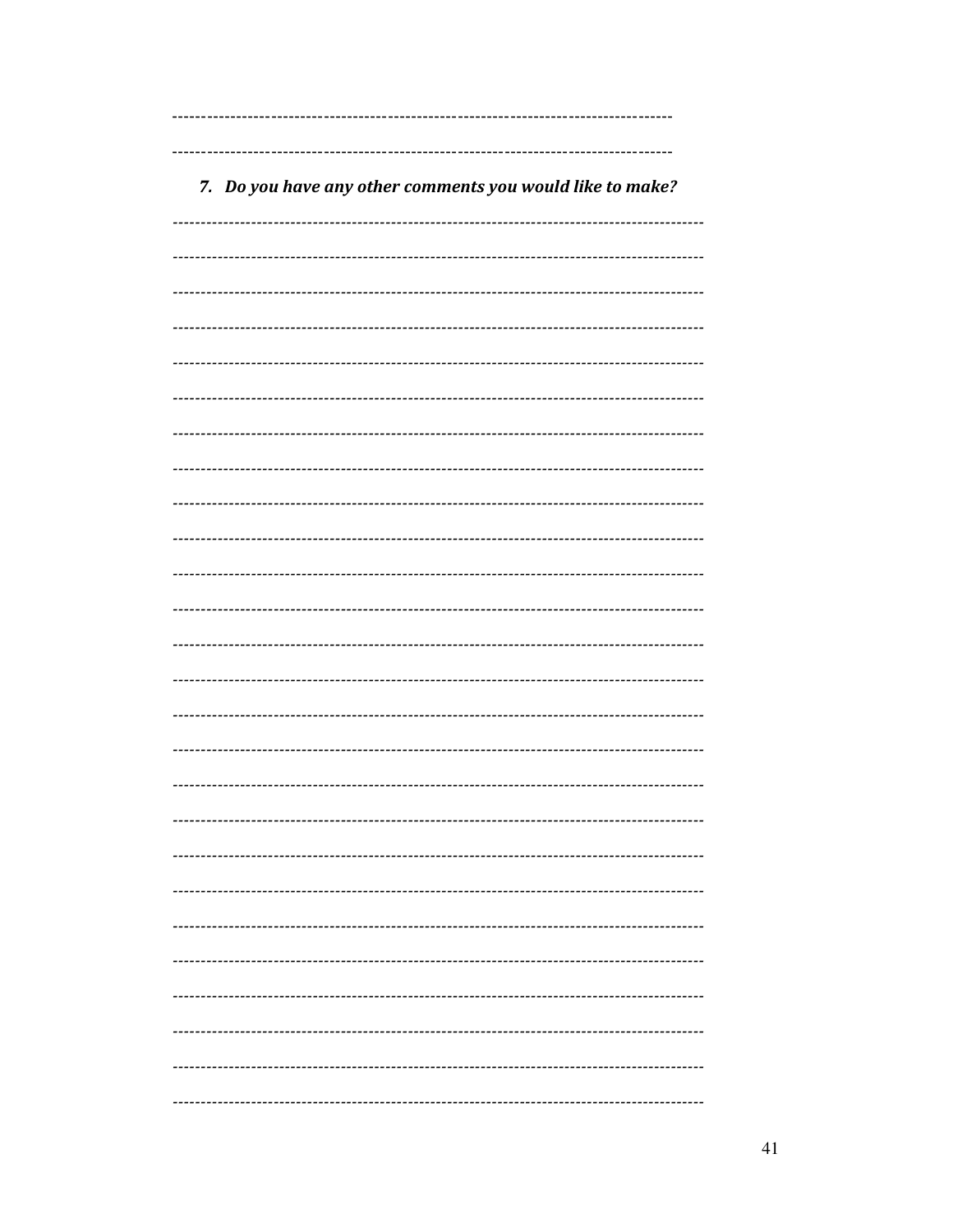---------------------------------------------------------------------------------------

---------------------------------------------------------------------------------------

*7. Do you have any other comments you would like to make?*

---------------------------------------------------------------------------------------------

---------------------------------------------------------------------------------------------

---------------------------------------------------------------------------------------------

---------------------------------------------------------------------------------------------

---------------------------------------------------------------------------------------------

---------------------------------------------------------------------------------------------

---------------------------------------------------------------------------------------------

---------------------------------------------------------------------------------------------

---------------------------------------------------------------------------------------------

---------------------------------------------------------------------------------------------

---------------------------------------------------------------------------------------------

---------------------------------------------------------------------------------------------

---------------------------------------------------------------------------------------------

---------------------------------------------------------------------------------------------

---------------------------------------------------------------------------------------------

---------------------------------------------------------------------------------------------

---------------------------------------------------------------------------------------------

---------------------------------------------------------------------------------------------

---------------------------------------------------------------------------------------------

---------------------------------------------------------------------------------------------

---------------------------------------------------------------------------------------------

---------------------------------------------------------------------------------------------

---------------------------------------------------------------------------------------------

---------------------------------------------------------------------------------------------

---------------------------------------------------------------------------------------------

---------------------------------------------------------------------------------------------